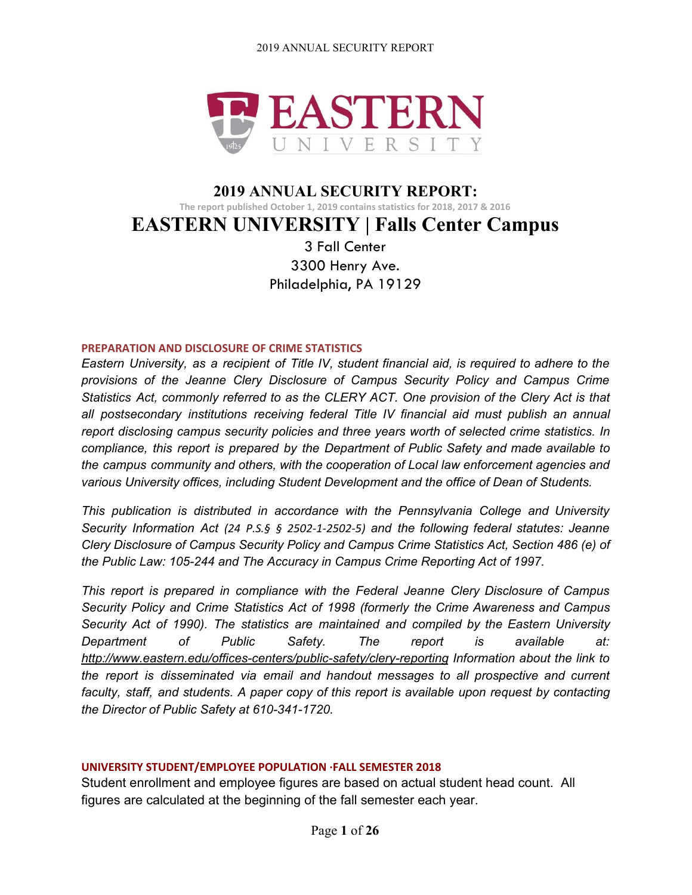# 2019 ANNUAL SECURITY REPORT:

The report published October 1, 2019 contains statistics for 2018, 2017 & 2016

# EASTERN UNIVERSITY | Falls Center Campus

3 Fall Center
3300 Henry Ave.
Philadelphia, PA 19129

## PREPARATION AND DISCLOSURE OF CRIME STATISTICS

*Eastern University, as a recipient of Title IV, student financial aid, is required to adhere to the provisions of the Jeanne Clery Disclosure of Campus Security Policy and Campus Crime Statistics Act, commonly referred to as the CLERY ACT. One provision of the Clery Act is that all postsecondary institutions receiving federal Title IV financial aid must publish an annual report disclosing campus security policies and three years worth of selected crime statistics. In compliance, this report is prepared by the Department of Public Safety and made available to the campus community and others, with the cooperation of Local law enforcement agencies and various University offices, including Student Development and the office of Dean of Students.*

*This publication is distributed in accordance with the Pennsylvania College and University Security Information Act (24 P.S.§ § 2502-1-2502-5) and the following federal statutes: Jeanne Clery Disclosure of Campus Security Policy and Campus Crime Statistics Act, Section 486 (e) of the Public Law: 105-244 and The Accuracy in Campus Crime Reporting Act of 1997.*

*This report is prepared in compliance with the Federal Jeanne Clery Disclosure of Campus Security Policy and Crime Statistics Act of 1998 (formerly the Crime Awareness and Campus Security Act of 1990). The statistics are maintained and compiled by the Eastern University Department of Public Safety. The report is available at: http://www.eastern.edu/offices-centers/public-safety/clery-reporting Information about the link to the report is disseminated via email and handout messages to all prospective and current faculty, staff, and students. A paper copy of this report is available upon request by contacting the Director of Public Safety at 610-341-1720.*

## UNIVERSITY STUDENT/EMPLOYEE POPULATION ·FALL SEMESTER 2018

Student enrollment and employee figures are based on actual student head count. All figures are calculated at the beginning of the fall semester each year.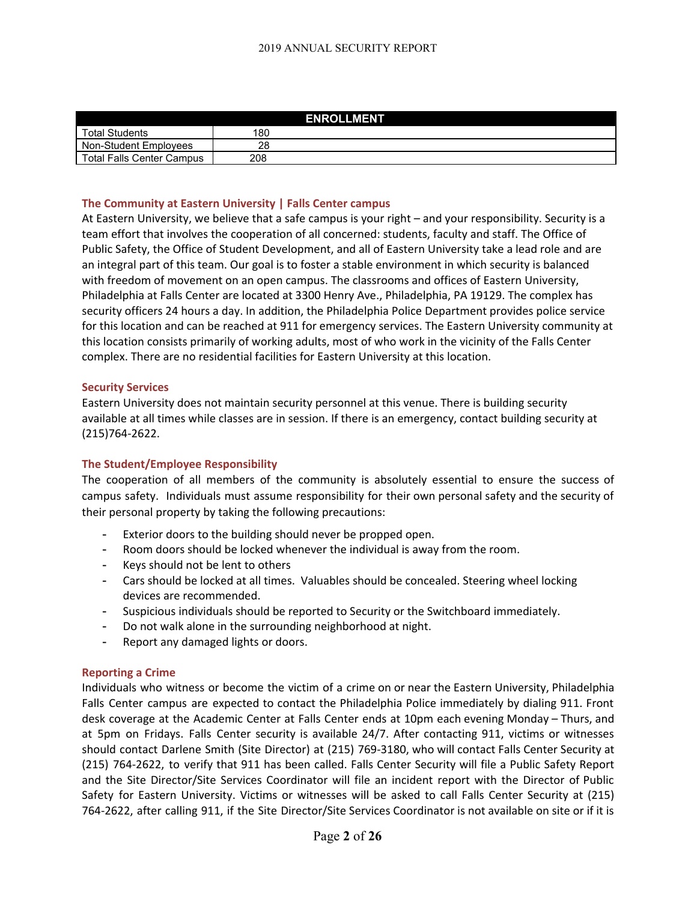| ENROLLMENT | |
|---|---|
| Total Students | 180 |
| Non-Student Employees | 28 |
| Total Falls Center Campus | 208 |

### The Community at Eastern University | Falls Center campus

At Eastern University, we believe that a safe campus is your right – and your responsibility. Security is a team effort that involves the cooperation of all concerned: students, faculty and staff. The Office of Public Safety, the Office of Student Development, and all of Eastern University take a lead role and are an integral part of this team. Our goal is to foster a stable environment in which security is balanced with freedom of movement on an open campus. The classrooms and offices of Eastern University, Philadelphia at Falls Center are located at 3300 Henry Ave., Philadelphia, PA 19129. The complex has security officers 24 hours a day. In addition, the Philadelphia Police Department provides police service for this location and can be reached at 911 for emergency services. The Eastern University community at this location consists primarily of working adults, most of who work in the vicinity of the Falls Center complex. There are no residential facilities for Eastern University at this location.

### Security Services

Eastern University does not maintain security personnel at this venue. There is building security available at all times while classes are in session. If there is an emergency, contact building security at (215)764-2622.

### The Student/Employee Responsibility

The cooperation of all members of the community is absolutely essential to ensure the success of campus safety. Individuals must assume responsibility for their own personal safety and the security of their personal property by taking the following precautions:

- Exterior doors to the building should never be propped open.
- Room doors should be locked whenever the individual is away from the room.
- Keys should not be lent to others
- Cars should be locked at all times. Valuables should be concealed. Steering wheel locking devices are recommended.
- Suspicious individuals should be reported to Security or the Switchboard immediately.
- Do not walk alone in the surrounding neighborhood at night.
- Report any damaged lights or doors.

### Reporting a Crime

Individuals who witness or become the victim of a crime on or near the Eastern University, Philadelphia Falls Center campus are expected to contact the Philadelphia Police immediately by dialing 911. Front desk coverage at the Academic Center at Falls Center ends at 10pm each evening Monday – Thurs, and at 5pm on Fridays. Falls Center security is available 24/7. After contacting 911, victims or witnesses should contact Darlene Smith (Site Director) at (215) 769-3180, who will contact Falls Center Security at (215) 764-2622, to verify that 911 has been called. Falls Center Security will file a Public Safety Report and the Site Director/Site Services Coordinator will file an incident report with the Director of Public Safety for Eastern University. Victims or witnesses will be asked to call Falls Center Security at (215) 764-2622, after calling 911, if the Site Director/Site Services Coordinator is not available on site or if it is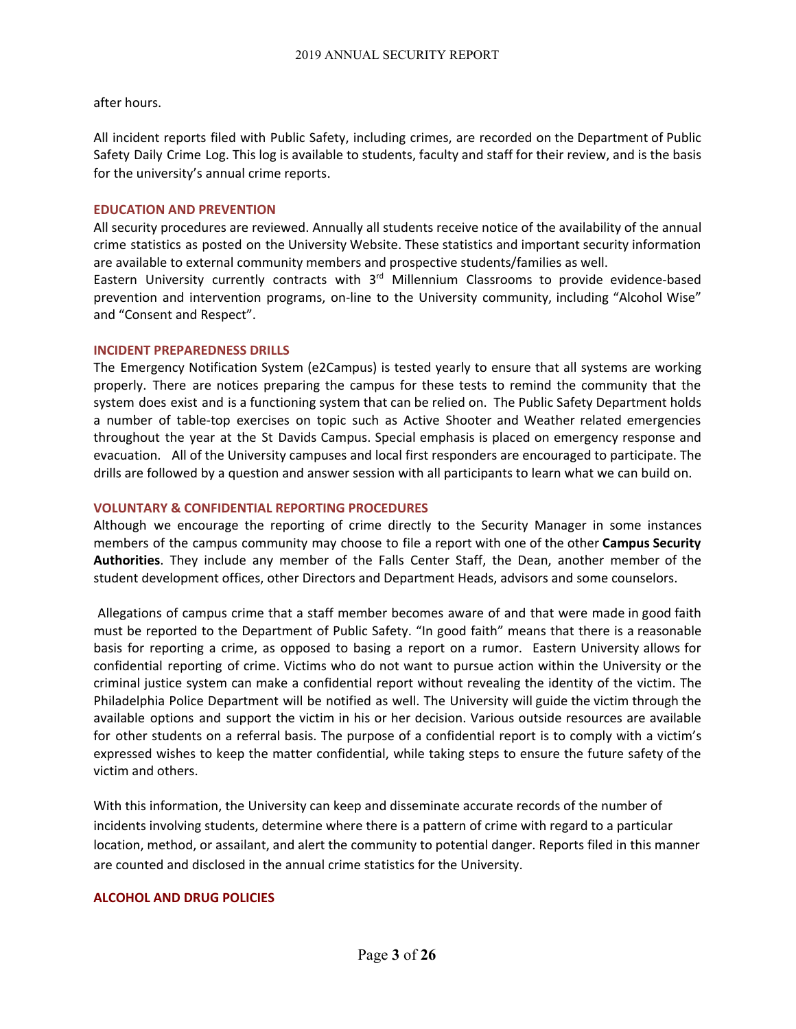after hours.

All incident reports filed with Public Safety, including crimes, are recorded on the Department of Public Safety Daily Crime Log. This log is available to students, faculty and staff for their review, and is the basis for the university's annual crime reports.

## EDUCATION AND PREVENTION

All security procedures are reviewed. Annually all students receive notice of the availability of the annual crime statistics as posted on the University Website. These statistics and important security information are available to external community members and prospective students/families as well.

Eastern University currently contracts with 3rd Millennium Classrooms to provide evidence-based prevention and intervention programs, on-line to the University community, including "Alcohol Wise" and "Consent and Respect".

## INCIDENT PREPAREDNESS DRILLS

The Emergency Notification System (e2Campus) is tested yearly to ensure that all systems are working properly. There are notices preparing the campus for these tests to remind the community that the system does exist and is a functioning system that can be relied on. The Public Safety Department holds a number of table-top exercises on topic such as Active Shooter and Weather related emergencies throughout the year at the St Davids Campus. Special emphasis is placed on emergency response and evacuation. All of the University campuses and local first responders are encouraged to participate. The drills are followed by a question and answer session with all participants to learn what we can build on.

## VOLUNTARY & CONFIDENTIAL REPORTING PROCEDURES

Although we encourage the reporting of crime directly to the Security Manager in some instances members of the campus community may choose to file a report with one of the other **Campus Security Authorities**. They include any member of the Falls Center Staff, the Dean, another member of the student development offices, other Directors and Department Heads, advisors and some counselors.

Allegations of campus crime that a staff member becomes aware of and that were made in good faith must be reported to the Department of Public Safety. "In good faith" means that there is a reasonable basis for reporting a crime, as opposed to basing a report on a rumor. Eastern University allows for confidential reporting of crime. Victims who do not want to pursue action within the University or the criminal justice system can make a confidential report without revealing the identity of the victim. The Philadelphia Police Department will be notified as well. The University will guide the victim through the available options and support the victim in his or her decision. Various outside resources are available for other students on a referral basis. The purpose of a confidential report is to comply with a victim's expressed wishes to keep the matter confidential, while taking steps to ensure the future safety of the victim and others.

With this information, the University can keep and disseminate accurate records of the number of incidents involving students, determine where there is a pattern of crime with regard to a particular location, method, or assailant, and alert the community to potential danger. Reports filed in this manner are counted and disclosed in the annual crime statistics for the University.

## ALCOHOL AND DRUG POLICIES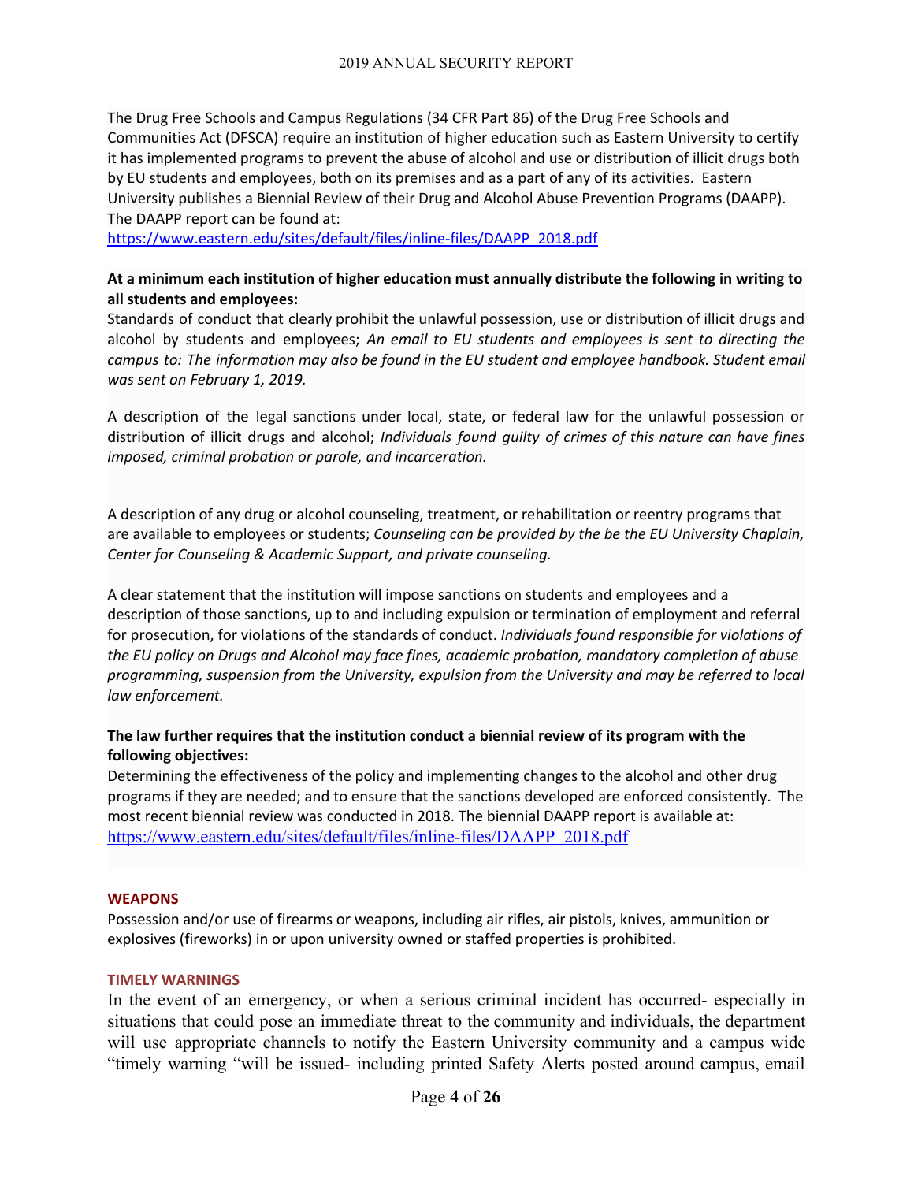The Drug Free Schools and Campus Regulations (34 CFR Part 86) of the Drug Free Schools and Communities Act (DFSCA) require an institution of higher education such as Eastern University to certify it has implemented programs to prevent the abuse of alcohol and use or distribution of illicit drugs both by EU students and employees, both on its premises and as a part of any of its activities. Eastern University publishes a Biennial Review of their Drug and Alcohol Abuse Prevention Programs (DAAPP). The DAAPP report can be found at:
https://www.eastern.edu/sites/default/files/inline-files/DAAPP_2018.pdf

**At a minimum each institution of higher education must annually distribute the following in writing to all students and employees:**
Standards of conduct that clearly prohibit the unlawful possession, use or distribution of illicit drugs and alcohol by students and employees; *An email to EU students and employees is sent to directing the campus to: The information may also be found in the EU student and employee handbook. Student email was sent on February 1, 2019.*

A description of the legal sanctions under local, state, or federal law for the unlawful possession or distribution of illicit drugs and alcohol; *Individuals found guilty of crimes of this nature can have fines imposed, criminal probation or parole, and incarceration.*

A description of any drug or alcohol counseling, treatment, or rehabilitation or reentry programs that are available to employees or students; *Counseling can be provided by the be the EU University Chaplain, Center for Counseling & Academic Support, and private counseling.*

A clear statement that the institution will impose sanctions on students and employees and a description of those sanctions, up to and including expulsion or termination of employment and referral for prosecution, for violations of the standards of conduct. *Individuals found responsible for violations of the EU policy on Drugs and Alcohol may face fines, academic probation, mandatory completion of abuse programming, suspension from the University, expulsion from the University and may be referred to local law enforcement.*

**The law further requires that the institution conduct a biennial review of its program with the following objectives:**
Determining the effectiveness of the policy and implementing changes to the alcohol and other drug programs if they are needed; and to ensure that the sanctions developed are enforced consistently. The most recent biennial review was conducted in 2018. The biennial DAAPP report is available at:
https://www.eastern.edu/sites/default/files/inline-files/DAAPP_2018.pdf

## WEAPONS

Possession and/or use of firearms or weapons, including air rifles, air pistols, knives, ammunition or explosives (fireworks) in or upon university owned or staffed properties is prohibited.

## TIMELY WARNINGS

In the event of an emergency, or when a serious criminal incident has occurred- especially in situations that could pose an immediate threat to the community and individuals, the department will use appropriate channels to notify the Eastern University community and a campus wide "timely warning "will be issued- including printed Safety Alerts posted around campus, email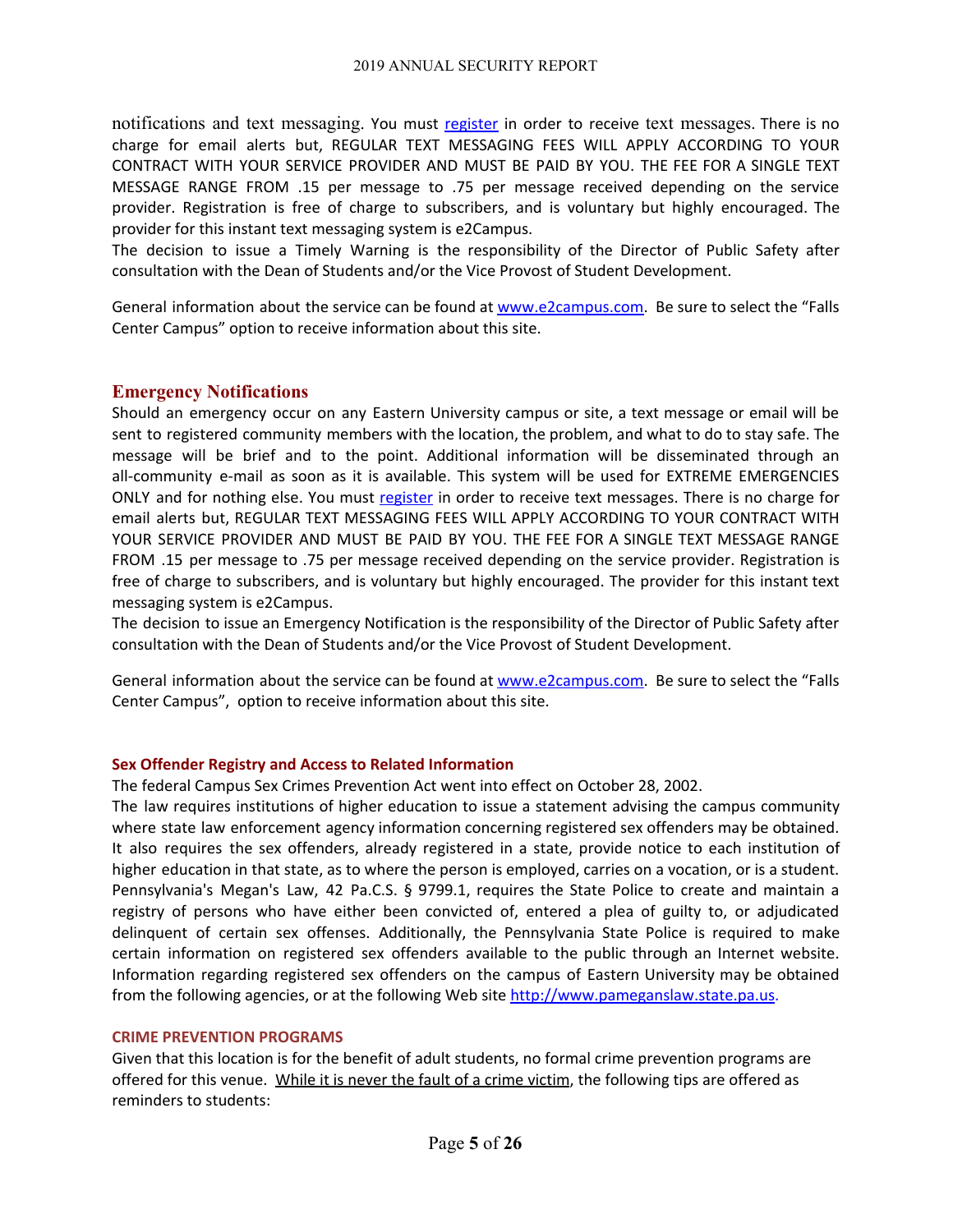notifications and text messaging. You must [register](register) in order to receive text messages. There is no charge for email alerts but, REGULAR TEXT MESSAGING FEES WILL APPLY ACCORDING TO YOUR CONTRACT WITH YOUR SERVICE PROVIDER AND MUST BE PAID BY YOU. THE FEE FOR A SINGLE TEXT MESSAGE RANGE FROM .15 per message to .75 per message received depending on the service provider. Registration is free of charge to subscribers, and is voluntary but highly encouraged. The provider for this instant text messaging system is e2Campus.
The decision to issue a Timely Warning is the responsibility of the Director of Public Safety after consultation with the Dean of Students and/or the Vice Provost of Student Development.

General information about the service can be found at www.e2campus.com. Be sure to select the "Falls Center Campus" option to receive information about this site.

## Emergency Notifications

Should an emergency occur on any Eastern University campus or site, a text message or email will be sent to registered community members with the location, the problem, and what to do to stay safe. The message will be brief and to the point. Additional information will be disseminated through an all-community e-mail as soon as it is available. This system will be used for EXTREME EMERGENCIES ONLY and for nothing else. You must [register](register) in order to receive text messages. There is no charge for email alerts but, REGULAR TEXT MESSAGING FEES WILL APPLY ACCORDING TO YOUR CONTRACT WITH YOUR SERVICE PROVIDER AND MUST BE PAID BY YOU. THE FEE FOR A SINGLE TEXT MESSAGE RANGE FROM .15 per message to .75 per message received depending on the service provider. Registration is free of charge to subscribers, and is voluntary but highly encouraged. The provider for this instant text messaging system is e2Campus.
The decision to issue an Emergency Notification is the responsibility of the Director of Public Safety after consultation with the Dean of Students and/or the Vice Provost of Student Development.

General information about the service can be found at www.e2campus.com. Be sure to select the "Falls Center Campus", option to receive information about this site.

### Sex Offender Registry and Access to Related Information

The federal Campus Sex Crimes Prevention Act went into effect on October 28, 2002.
The law requires institutions of higher education to issue a statement advising the campus community where state law enforcement agency information concerning registered sex offenders may be obtained. It also requires the sex offenders, already registered in a state, provide notice to each institution of higher education in that state, as to where the person is employed, carries on a vocation, or is a student. Pennsylvania's Megan's Law, 42 Pa.C.S. § 9799.1, requires the State Police to create and maintain a registry of persons who have either been convicted of, entered a plea of guilty to, or adjudicated delinquent of certain sex offenses. Additionally, the Pennsylvania State Police is required to make certain information on registered sex offenders available to the public through an Internet website. Information regarding registered sex offenders on the campus of Eastern University may be obtained from the following agencies, or at the following Web site http://www.pameganslaw.state.pa.us.

### CRIME PREVENTION PROGRAMS

Given that this location is for the benefit of adult students, no formal crime prevention programs are offered for this venue. While it is never the fault of a crime victim, the following tips are offered as reminders to students: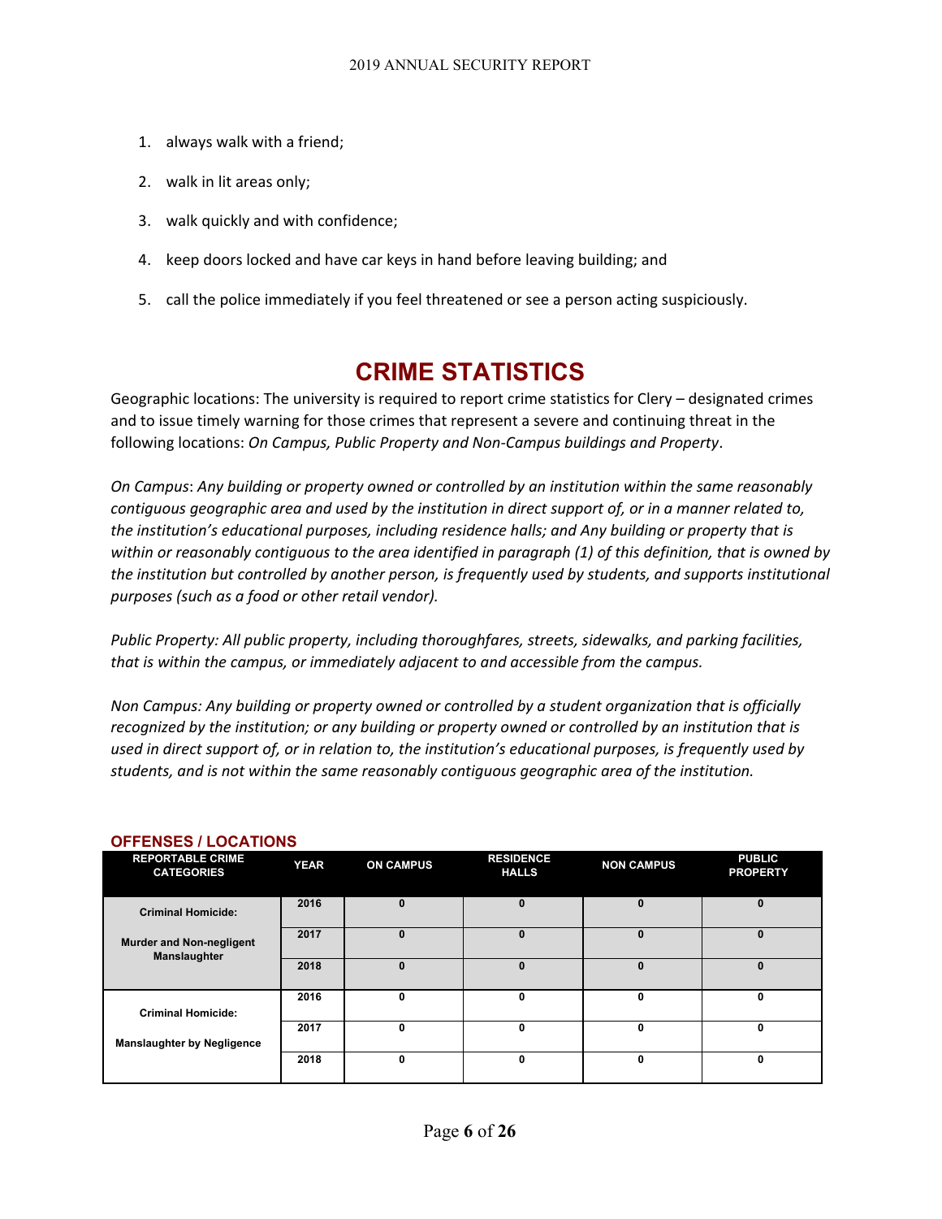1. always walk with a friend;
2. walk in lit areas only;
3. walk quickly and with confidence;
4. keep doors locked and have car keys in hand before leaving building; and
5. call the police immediately if you feel threatened or see a person acting suspiciously.

# CRIME STATISTICS

Geographic locations: The university is required to report crime statistics for Clery – designated crimes and to issue timely warning for those crimes that represent a severe and continuing threat in the following locations: *On Campus, Public Property and Non-Campus buildings and Property*.

*On Campus: Any building or property owned or controlled by an institution within the same reasonably contiguous geographic area and used by the institution in direct support of, or in a manner related to, the institution's educational purposes, including residence halls; and Any building or property that is within or reasonably contiguous to the area identified in paragraph (1) of this definition, that is owned by the institution but controlled by another person, is frequently used by students, and supports institutional purposes (such as a food or other retail vendor).*

*Public Property: All public property, including thoroughfares, streets, sidewalks, and parking facilities, that is within the campus, or immediately adjacent to and accessible from the campus.*

*Non Campus: Any building or property owned or controlled by a student organization that is officially recognized by the institution; or any building or property owned or controlled by an institution that is used in direct support of, or in relation to, the institution's educational purposes, is frequently used by students, and is not within the same reasonably contiguous geographic area of the institution.*

## OFFENSES / LOCATIONS

| REPORTABLE CRIME CATEGORIES | YEAR | ON CAMPUS | RESIDENCE HALLS | NON CAMPUS | PUBLIC PROPERTY |
|---|---|---|---|---|---|
| Criminal Homicide: Murder and Non-negligent Manslaughter | 2016 | 0 | 0 | 0 | 0 |
| | 2017 | 0 | 0 | 0 | 0 |
| | 2018 | 0 | 0 | 0 | 0 |
| Criminal Homicide: Manslaughter by Negligence | 2016 | 0 | 0 | 0 | 0 |
| | 2017 | 0 | 0 | 0 | 0 |
| | 2018 | 0 | 0 | 0 | 0 |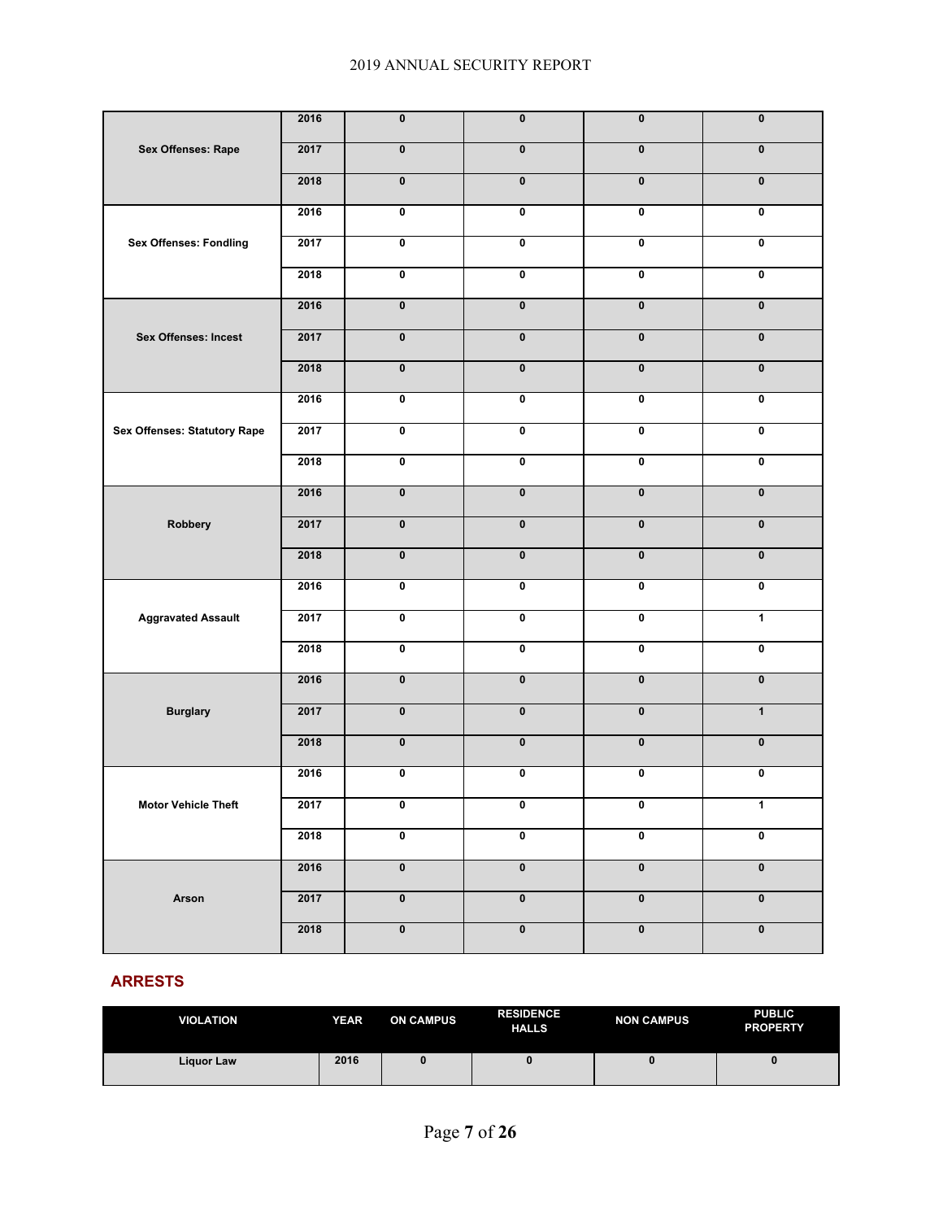| | | | | | |
|---|---|---|---|---|---|
| Sex Offenses: Rape | 2016 | 0 | 0 | 0 | 0 |
| | 2017 | 0 | 0 | 0 | 0 |
| | 2018 | 0 | 0 | 0 | 0 |
| Sex Offenses: Fondling | 2016 | 0 | 0 | 0 | 0 |
| | 2017 | 0 | 0 | 0 | 0 |
| | 2018 | 0 | 0 | 0 | 0 |
| Sex Offenses: Incest | 2016 | 0 | 0 | 0 | 0 |
| | 2017 | 0 | 0 | 0 | 0 |
| | 2018 | 0 | 0 | 0 | 0 |
| Sex Offenses: Statutory Rape | 2016 | 0 | 0 | 0 | 0 |
| | 2017 | 0 | 0 | 0 | 0 |
| | 2018 | 0 | 0 | 0 | 0 |
| Robbery | 2016 | 0 | 0 | 0 | 0 |
| | 2017 | 0 | 0 | 0 | 0 |
| | 2018 | 0 | 0 | 0 | 0 |
| Aggravated Assault | 2016 | 0 | 0 | 0 | 0 |
| | 2017 | 0 | 0 | 0 | 1 |
| | 2018 | 0 | 0 | 0 | 0 |
| Burglary | 2016 | 0 | 0 | 0 | 0 |
| | 2017 | 0 | 0 | 0 | 1 |
| | 2018 | 0 | 0 | 0 | 0 |
| Motor Vehicle Theft | 2016 | 0 | 0 | 0 | 0 |
| | 2017 | 0 | 0 | 0 | 1 |
| | 2018 | 0 | 0 | 0 | 0 |
| Arson | 2016 | 0 | 0 | 0 | 0 |
| | 2017 | 0 | 0 | 0 | 0 |
| | 2018 | 0 | 0 | 0 | 0 |

## ARRESTS

| VIOLATION | YEAR | ON CAMPUS | RESIDENCE HALLS | NON CAMPUS | PUBLIC PROPERTY |
|---|---|---|---|---|---|
| Liquor Law | 2016 | 0 | 0 | 0 | 0 |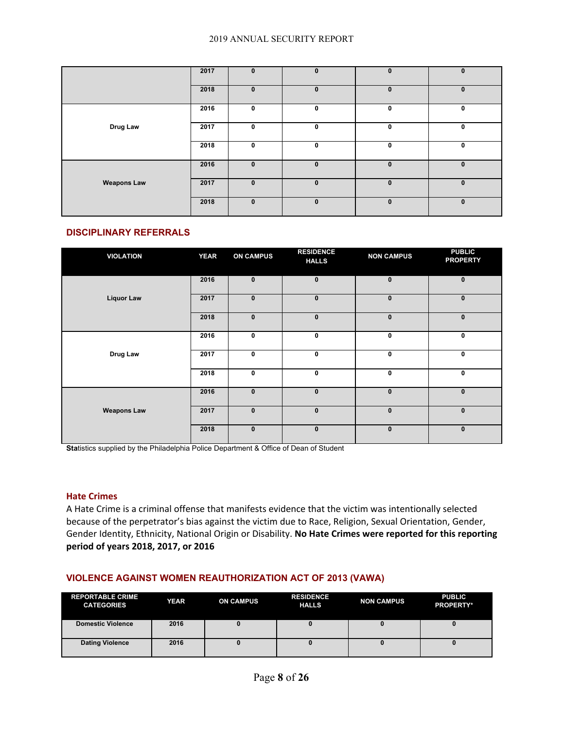| | | | | | |
|---|---|---|---|---|---|
| | 2017 | 0 | 0 | 0 | 0 |
| | 2018 | 0 | 0 | 0 | 0 |
| Drug Law | 2016 | 0 | 0 | 0 | 0 |
| | 2017 | 0 | 0 | 0 | 0 |
| | 2018 | 0 | 0 | 0 | 0 |
| Weapons Law | 2016 | 0 | 0 | 0 | 0 |
| | 2017 | 0 | 0 | 0 | 0 |
| | 2018 | 0 | 0 | 0 | 0 |

### DISCIPLINARY REFERRALS

| VIOLATION | YEAR | ON CAMPUS | RESIDENCE HALLS | NON CAMPUS | PUBLIC PROPERTY |
|---|---|---|---|---|---|
| Liquor Law | 2016 | 0 | 0 | 0 | 0 |
| | 2017 | 0 | 0 | 0 | 0 |
| | 2018 | 0 | 0 | 0 | 0 |
| Drug Law | 2016 | 0 | 0 | 0 | 0 |
| | 2017 | 0 | 0 | 0 | 0 |
| | 2018 | 0 | 0 | 0 | 0 |
| Weapons Law | 2016 | 0 | 0 | 0 | 0 |
| | 2017 | 0 | 0 | 0 | 0 |
| | 2018 | 0 | 0 | 0 | 0 |

**Sta**tistics supplied by the Philadelphia Police Department & Office of Dean of Student

### Hate Crimes

A Hate Crime is a criminal offense that manifests evidence that the victim was intentionally selected because of the perpetrator's bias against the victim due to Race, Religion, Sexual Orientation, Gender, Gender Identity, Ethnicity, National Origin or Disability. **No Hate Crimes were reported for this reporting period of years 2018, 2017, or 2016**

### VIOLENCE AGAINST WOMEN REAUTHORIZATION ACT OF 2013 (VAWA)

| REPORTABLE CRIME CATEGORIES | YEAR | ON CAMPUS | RESIDENCE HALLS | NON CAMPUS | PUBLIC PROPERTY* |
|---|---|---|---|---|---|
| Domestic Violence | 2016 | 0 | 0 | 0 | 0 |
| Dating Violence | 2016 | 0 | 0 | 0 | 0 |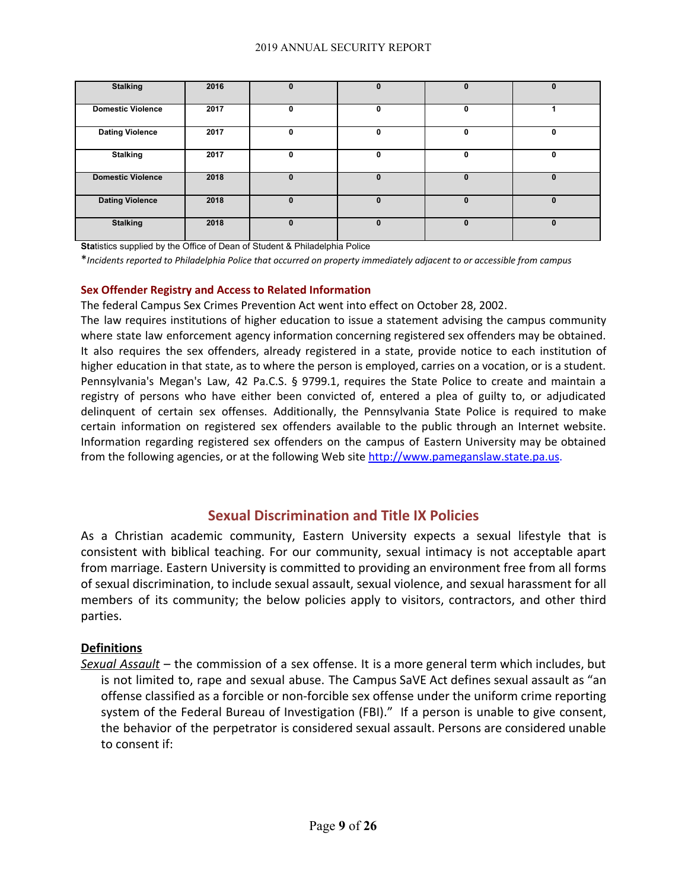| Stalking | 2016 | 0 | 0 | 0 | 0 |
|---|---|---|---|---|---|
| Domestic Violence | 2017 | 0 | 0 | 0 | 1 |
| Dating Violence | 2017 | 0 | 0 | 0 | 0 |
| Stalking | 2017 | 0 | 0 | 0 | 0 |
| Domestic Violence | 2018 | 0 | 0 | 0 | 0 |
| Dating Violence | 2018 | 0 | 0 | 0 | 0 |
| Stalking | 2018 | 0 | 0 | 0 | 0 |

**Sta**tistics supplied by the Office of Dean of Student & Philadelphia Police

\**Incidents reported to Philadelphia Police that occurred on property immediately adjacent to or accessible from campus*

### Sex Offender Registry and Access to Related Information

The federal Campus Sex Crimes Prevention Act went into effect on October 28, 2002.
The law requires institutions of higher education to issue a statement advising the campus community where state law enforcement agency information concerning registered sex offenders may be obtained. It also requires the sex offenders, already registered in a state, provide notice to each institution of higher education in that state, as to where the person is employed, carries on a vocation, or is a student. Pennsylvania's Megan's Law, 42 Pa.C.S. § 9799.1, requires the State Police to create and maintain a registry of persons who have either been convicted of, entered a plea of guilty to, or adjudicated delinquent of certain sex offenses. Additionally, the Pennsylvania State Police is required to make certain information on registered sex offenders available to the public through an Internet website. Information regarding registered sex offenders on the campus of Eastern University may be obtained from the following agencies, or at the following Web site http://www.pameganslaw.state.pa.us.

## Sexual Discrimination and Title IX Policies

As a Christian academic community, Eastern University expects a sexual lifestyle that is consistent with biblical teaching. For our community, sexual intimacy is not acceptable apart from marriage. Eastern University is committed to providing an environment free from all forms of sexual discrimination, to include sexual assault, sexual violence, and sexual harassment for all members of its community; the below policies apply to visitors, contractors, and other third parties.

**Definitions**

*Sexual Assault* – the commission of a sex offense. It is a more general term which includes, but is not limited to, rape and sexual abuse. The Campus SaVE Act defines sexual assault as "an offense classified as a forcible or non-forcible sex offense under the uniform crime reporting system of the Federal Bureau of Investigation (FBI)." If a person is unable to give consent, the behavior of the perpetrator is considered sexual assault. Persons are considered unable to consent if: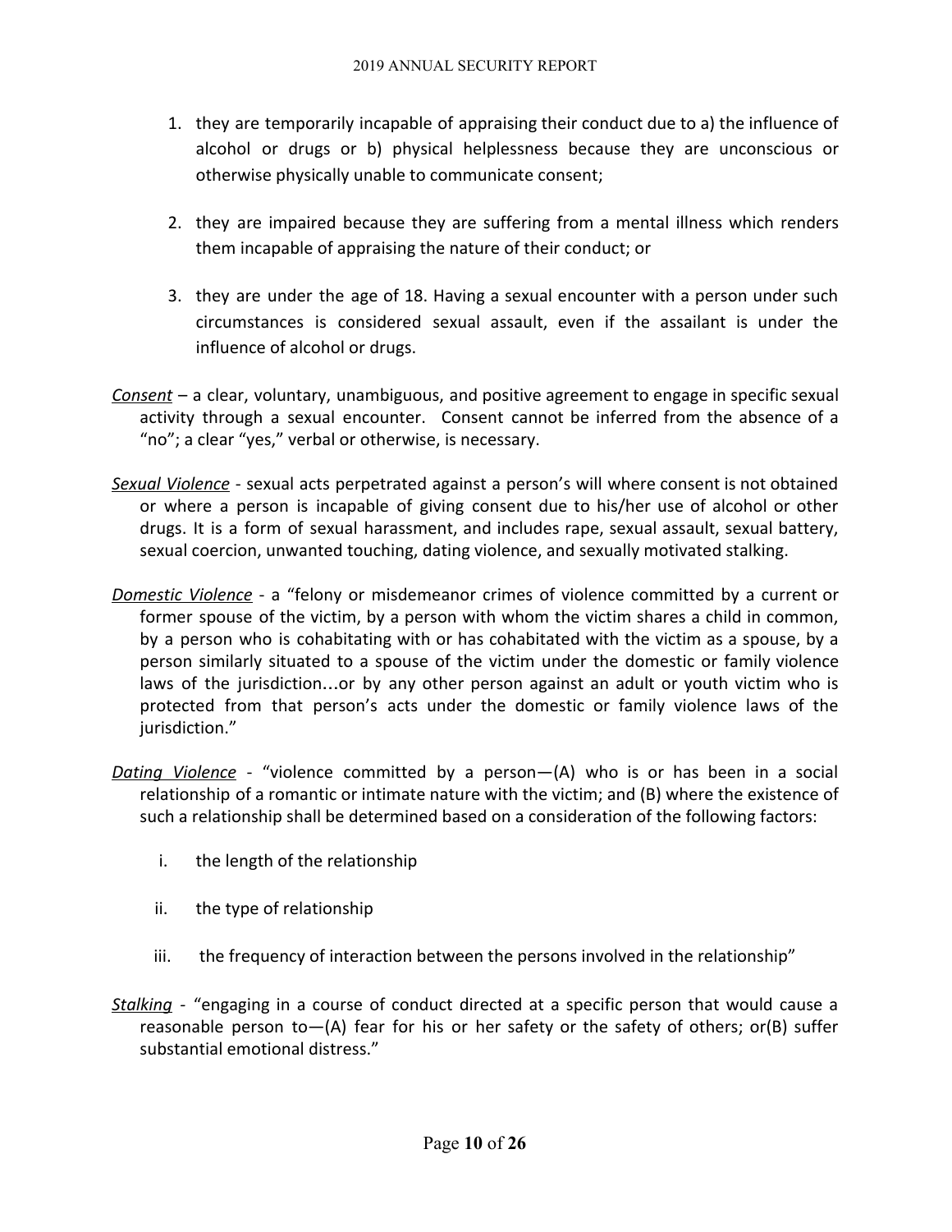1. they are temporarily incapable of appraising their conduct due to a) the influence of alcohol or drugs or b) physical helplessness because they are unconscious or otherwise physically unable to communicate consent;

2. they are impaired because they are suffering from a mental illness which renders them incapable of appraising the nature of their conduct; or

3. they are under the age of 18. Having a sexual encounter with a person under such circumstances is considered sexual assault, even if the assailant is under the influence of alcohol or drugs.

*Consent* – a clear, voluntary, unambiguous, and positive agreement to engage in specific sexual activity through a sexual encounter. Consent cannot be inferred from the absence of a "no"; a clear "yes," verbal or otherwise, is necessary.

*Sexual Violence* - sexual acts perpetrated against a person's will where consent is not obtained or where a person is incapable of giving consent due to his/her use of alcohol or other drugs. It is a form of sexual harassment, and includes rape, sexual assault, sexual battery, sexual coercion, unwanted touching, dating violence, and sexually motivated stalking.

*Domestic Violence* - a "felony or misdemeanor crimes of violence committed by a current or former spouse of the victim, by a person with whom the victim shares a child in common, by a person who is cohabitating with or has cohabitated with the victim as a spouse, by a person similarly situated to a spouse of the victim under the domestic or family violence laws of the jurisdiction…or by any other person against an adult or youth victim who is protected from that person's acts under the domestic or family violence laws of the jurisdiction."

*Dating Violence* - "violence committed by a person—(A) who is or has been in a social relationship of a romantic or intimate nature with the victim; and (B) where the existence of such a relationship shall be determined based on a consideration of the following factors:

i. the length of the relationship

ii. the type of relationship

iii. the frequency of interaction between the persons involved in the relationship"

*Stalking* - "engaging in a course of conduct directed at a specific person that would cause a reasonable person to—(A) fear for his or her safety or the safety of others; or(B) suffer substantial emotional distress."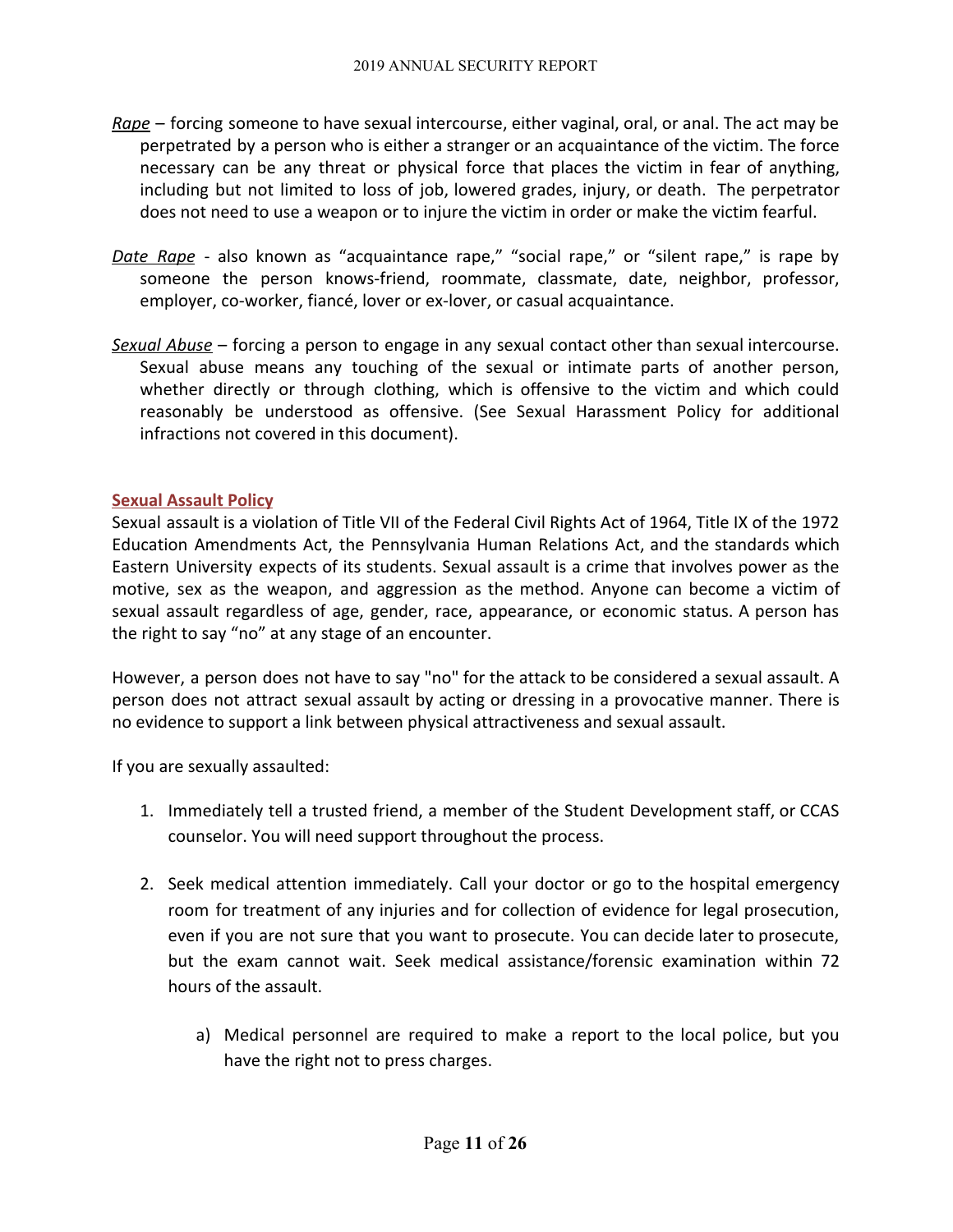*Rape* – forcing someone to have sexual intercourse, either vaginal, oral, or anal. The act may be perpetrated by a person who is either a stranger or an acquaintance of the victim. The force necessary can be any threat or physical force that places the victim in fear of anything, including but not limited to loss of job, lowered grades, injury, or death. The perpetrator does not need to use a weapon or to injure the victim in order or make the victim fearful.

*Date Rape* - also known as "acquaintance rape," "social rape," or "silent rape," is rape by someone the person knows-friend, roommate, classmate, date, neighbor, professor, employer, co-worker, fiancé, lover or ex-lover, or casual acquaintance.

*Sexual Abuse* – forcing a person to engage in any sexual contact other than sexual intercourse. Sexual abuse means any touching of the sexual or intimate parts of another person, whether directly or through clothing, which is offensive to the victim and which could reasonably be understood as offensive. (See Sexual Harassment Policy for additional infractions not covered in this document).

## Sexual Assault Policy

Sexual assault is a violation of Title VII of the Federal Civil Rights Act of 1964, Title IX of the 1972 Education Amendments Act, the Pennsylvania Human Relations Act, and the standards which Eastern University expects of its students. Sexual assault is a crime that involves power as the motive, sex as the weapon, and aggression as the method. Anyone can become a victim of sexual assault regardless of age, gender, race, appearance, or economic status. A person has the right to say "no" at any stage of an encounter.

However, a person does not have to say "no" for the attack to be considered a sexual assault. A person does not attract sexual assault by acting or dressing in a provocative manner. There is no evidence to support a link between physical attractiveness and sexual assault.

If you are sexually assaulted:

1. Immediately tell a trusted friend, a member of the Student Development staff, or CCAS counselor. You will need support throughout the process.
2. Seek medical attention immediately. Call your doctor or go to the hospital emergency room for treatment of any injuries and for collection of evidence for legal prosecution, even if you are not sure that you want to prosecute. You can decide later to prosecute, but the exam cannot wait. Seek medical assistance/forensic examination within 72 hours of the assault.
    a) Medical personnel are required to make a report to the local police, but you have the right not to press charges.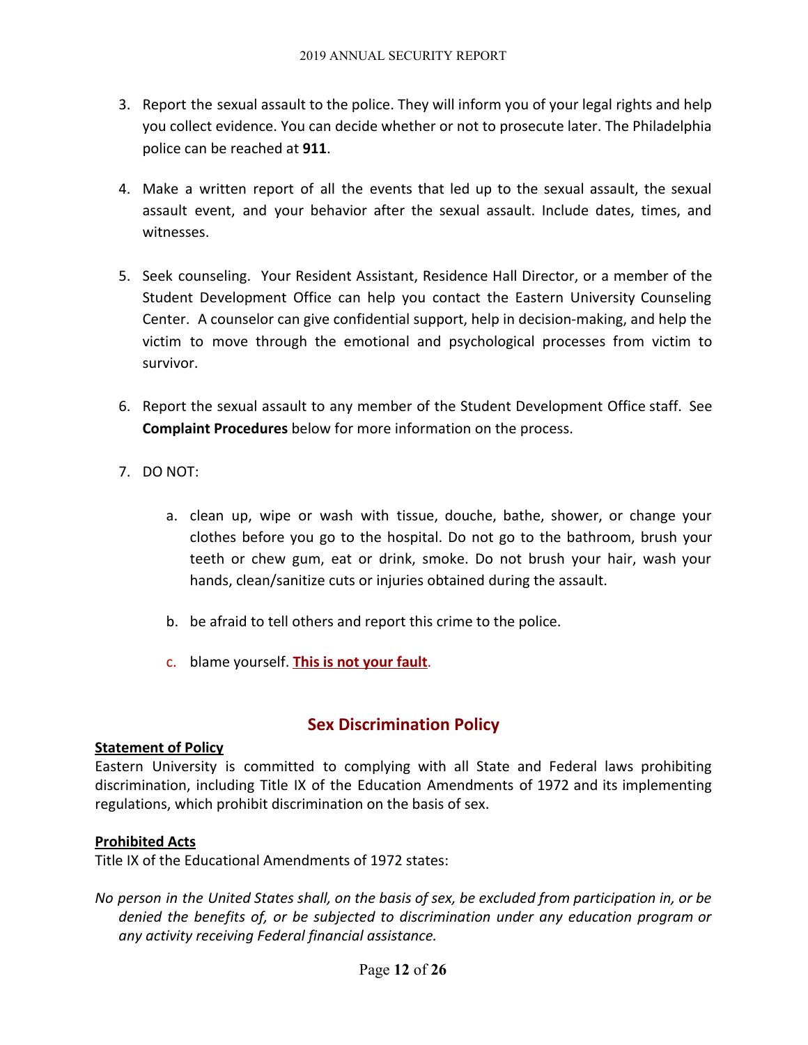3. Report the sexual assault to the police. They will inform you of your legal rights and help you collect evidence. You can decide whether or not to prosecute later. The Philadelphia police can be reached at **911**.

4. Make a written report of all the events that led up to the sexual assault, the sexual assault event, and your behavior after the sexual assault. Include dates, times, and witnesses.

5. Seek counseling. Your Resident Assistant, Residence Hall Director, or a member of the Student Development Office can help you contact the Eastern University Counseling Center. A counselor can give confidential support, help in decision-making, and help the victim to move through the emotional and psychological processes from victim to survivor.

6. Report the sexual assault to any member of the Student Development Office staff. See **Complaint Procedures** below for more information on the process.

7. DO NOT:

    a. clean up, wipe or wash with tissue, douche, bathe, shower, or change your clothes before you go to the hospital. Do not go to the bathroom, brush your teeth or chew gum, eat or drink, smoke. Do not brush your hair, wash your hands, clean/sanitize cuts or injuries obtained during the assault.

    b. be afraid to tell others and report this crime to the police.

    c. blame yourself. **<u>This is not your fault</u>**.

## Sex Discrimination Policy

**<u>Statement of Policy</u>**

Eastern University is committed to complying with all State and Federal laws prohibiting discrimination, including Title IX of the Education Amendments of 1972 and its implementing regulations, which prohibit discrimination on the basis of sex.

**<u>Prohibited Acts</u>**

Title IX of the Educational Amendments of 1972 states:

*No person in the United States shall, on the basis of sex, be excluded from participation in, or be denied the benefits of, or be subjected to discrimination under any education program or any activity receiving Federal financial assistance.*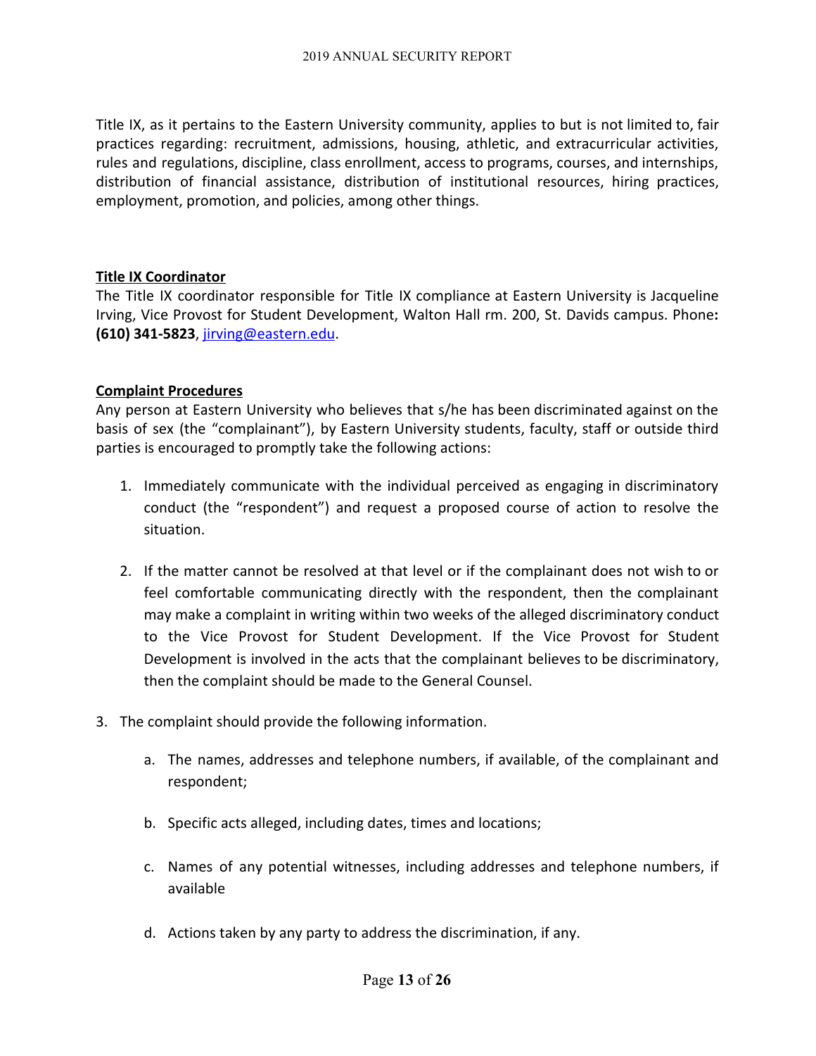Title IX, as it pertains to the Eastern University community, applies to but is not limited to, fair practices regarding: recruitment, admissions, housing, athletic, and extracurricular activities, rules and regulations, discipline, class enrollment, access to programs, courses, and internships, distribution of financial assistance, distribution of institutional resources, hiring practices, employment, promotion, and policies, among other things.

**Title IX Coordinator**

The Title IX coordinator responsible for Title IX compliance at Eastern University is Jacqueline Irving, Vice Provost for Student Development, Walton Hall rm. 200, St. Davids campus. Phone**: (610) 341-5823**, jirving@eastern.edu.

**Complaint Procedures**

Any person at Eastern University who believes that s/he has been discriminated against on the basis of sex (the "complainant"), by Eastern University students, faculty, staff or outside third parties is encouraged to promptly take the following actions:

1. Immediately communicate with the individual perceived as engaging in discriminatory conduct (the "respondent") and request a proposed course of action to resolve the situation.

2. If the matter cannot be resolved at that level or if the complainant does not wish to or feel comfortable communicating directly with the respondent, then the complainant may make a complaint in writing within two weeks of the alleged discriminatory conduct to the Vice Provost for Student Development. If the Vice Provost for Student Development is involved in the acts that the complainant believes to be discriminatory, then the complaint should be made to the General Counsel.

3. The complaint should provide the following information.

    a. The names, addresses and telephone numbers, if available, of the complainant and respondent;

    b. Specific acts alleged, including dates, times and locations;

    c. Names of any potential witnesses, including addresses and telephone numbers, if available

    d. Actions taken by any party to address the discrimination, if any.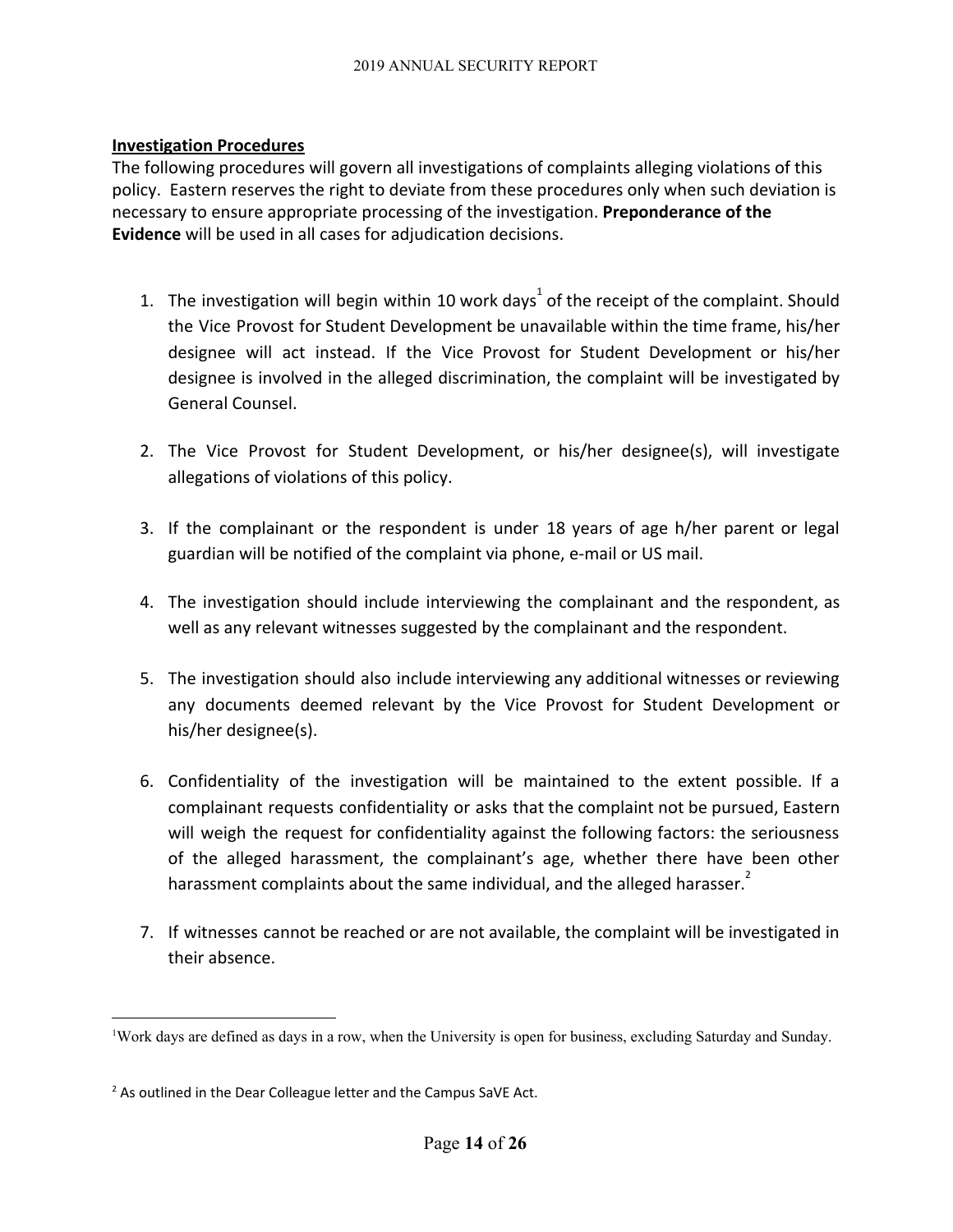**Investigation Procedures**

The following procedures will govern all investigations of complaints alleging violations of this policy. Eastern reserves the right to deviate from these procedures only when such deviation is necessary to ensure appropriate processing of the investigation. **Preponderance of the Evidence** will be used in all cases for adjudication decisions.

1. The investigation will begin within 10 work days[1] of the receipt of the complaint. Should the Vice Provost for Student Development be unavailable within the time frame, his/her designee will act instead. If the Vice Provost for Student Development or his/her designee is involved in the alleged discrimination, the complaint will be investigated by General Counsel.

2. The Vice Provost for Student Development, or his/her designee(s), will investigate allegations of violations of this policy.

3. If the complainant or the respondent is under 18 years of age h/her parent or legal guardian will be notified of the complaint via phone, e-mail or US mail.

4. The investigation should include interviewing the complainant and the respondent, as well as any relevant witnesses suggested by the complainant and the respondent.

5. The investigation should also include interviewing any additional witnesses or reviewing any documents deemed relevant by the Vice Provost for Student Development or his/her designee(s).

6. Confidentiality of the investigation will be maintained to the extent possible. If a complainant requests confidentiality or asks that the complaint not be pursued, Eastern will weigh the request for confidentiality against the following factors: the seriousness of the alleged harassment, the complainant's age, whether there have been other harassment complaints about the same individual, and the alleged harasser.[2]

7. If witnesses cannot be reached or are not available, the complaint will be investigated in their absence.

---

[1] Work days are defined as days in a row, when the University is open for business, excluding Saturday and Sunday.

[2] As outlined in the Dear Colleague letter and the Campus SaVE Act.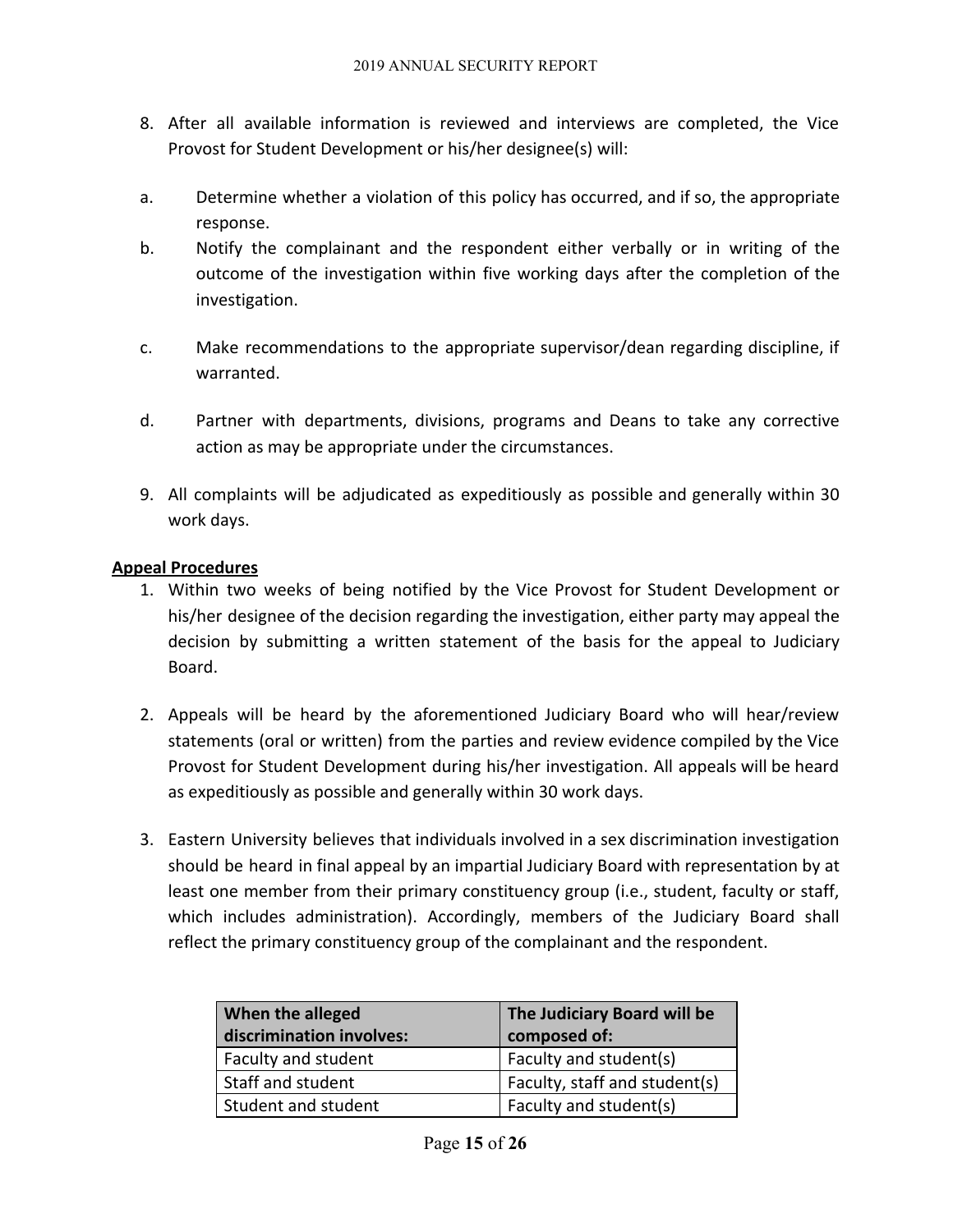8. After all available information is reviewed and interviews are completed, the Vice Provost for Student Development or his/her designee(s) will:

a. Determine whether a violation of this policy has occurred, and if so, the appropriate response.

b. Notify the complainant and the respondent either verbally or in writing of the outcome of the investigation within five working days after the completion of the investigation.

c. Make recommendations to the appropriate supervisor/dean regarding discipline, if warranted.

d. Partner with departments, divisions, programs and Deans to take any corrective action as may be appropriate under the circumstances.

9. All complaints will be adjudicated as expeditiously as possible and generally within 30 work days.

**Appeal Procedures**

1. Within two weeks of being notified by the Vice Provost for Student Development or his/her designee of the decision regarding the investigation, either party may appeal the decision by submitting a written statement of the basis for the appeal to Judiciary Board.

2. Appeals will be heard by the aforementioned Judiciary Board who will hear/review statements (oral or written) from the parties and review evidence compiled by the Vice Provost for Student Development during his/her investigation. All appeals will be heard as expeditiously as possible and generally within 30 work days.

3. Eastern University believes that individuals involved in a sex discrimination investigation should be heard in final appeal by an impartial Judiciary Board with representation by at least one member from their primary constituency group (i.e., student, faculty or staff, which includes administration). Accordingly, members of the Judiciary Board shall reflect the primary constituency group of the complainant and the respondent.

| When the alleged discrimination involves: | The Judiciary Board will be composed of: |
|---|---|
| Faculty and student | Faculty and student(s) |
| Staff and student | Faculty, staff and student(s) |
| Student and student | Faculty and student(s) |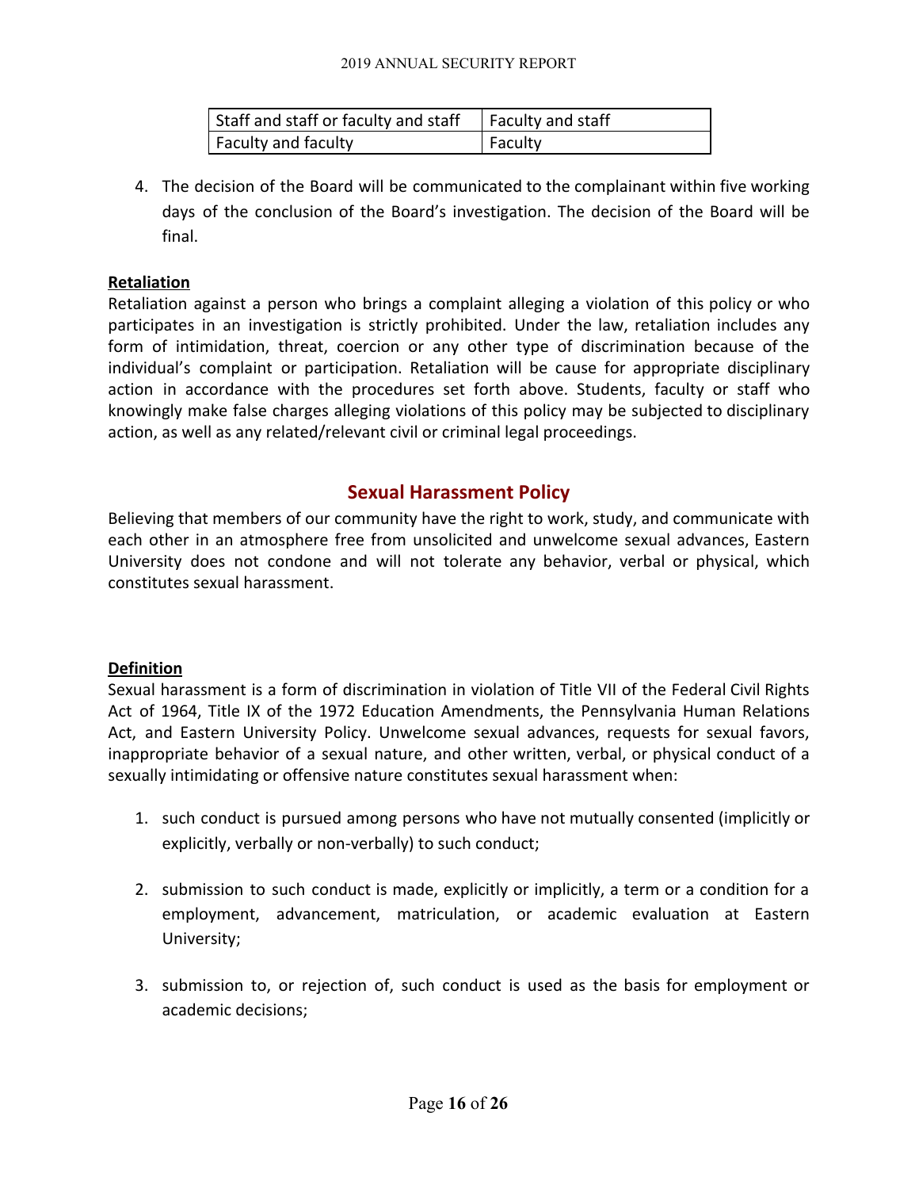| Staff and staff or faculty and staff | Faculty and staff |
|---|---|
| Faculty and faculty | Faculty |

4. The decision of the Board will be communicated to the complainant within five working days of the conclusion of the Board's investigation. The decision of the Board will be final.

**Retaliation**

Retaliation against a person who brings a complaint alleging a violation of this policy or who participates in an investigation is strictly prohibited. Under the law, retaliation includes any form of intimidation, threat, coercion or any other type of discrimination because of the individual's complaint or participation. Retaliation will be cause for appropriate disciplinary action in accordance with the procedures set forth above. Students, faculty or staff who knowingly make false charges alleging violations of this policy may be subjected to disciplinary action, as well as any related/relevant civil or criminal legal proceedings.

## Sexual Harassment Policy

Believing that members of our community have the right to work, study, and communicate with each other in an atmosphere free from unsolicited and unwelcome sexual advances, Eastern University does not condone and will not tolerate any behavior, verbal or physical, which constitutes sexual harassment.

**Definition**

Sexual harassment is a form of discrimination in violation of Title VII of the Federal Civil Rights Act of 1964, Title IX of the 1972 Education Amendments, the Pennsylvania Human Relations Act, and Eastern University Policy. Unwelcome sexual advances, requests for sexual favors, inappropriate behavior of a sexual nature, and other written, verbal, or physical conduct of a sexually intimidating or offensive nature constitutes sexual harassment when:

1. such conduct is pursued among persons who have not mutually consented (implicitly or explicitly, verbally or non-verbally) to such conduct;

2. submission to such conduct is made, explicitly or implicitly, a term or a condition for a employment, advancement, matriculation, or academic evaluation at Eastern University;

3. submission to, or rejection of, such conduct is used as the basis for employment or academic decisions;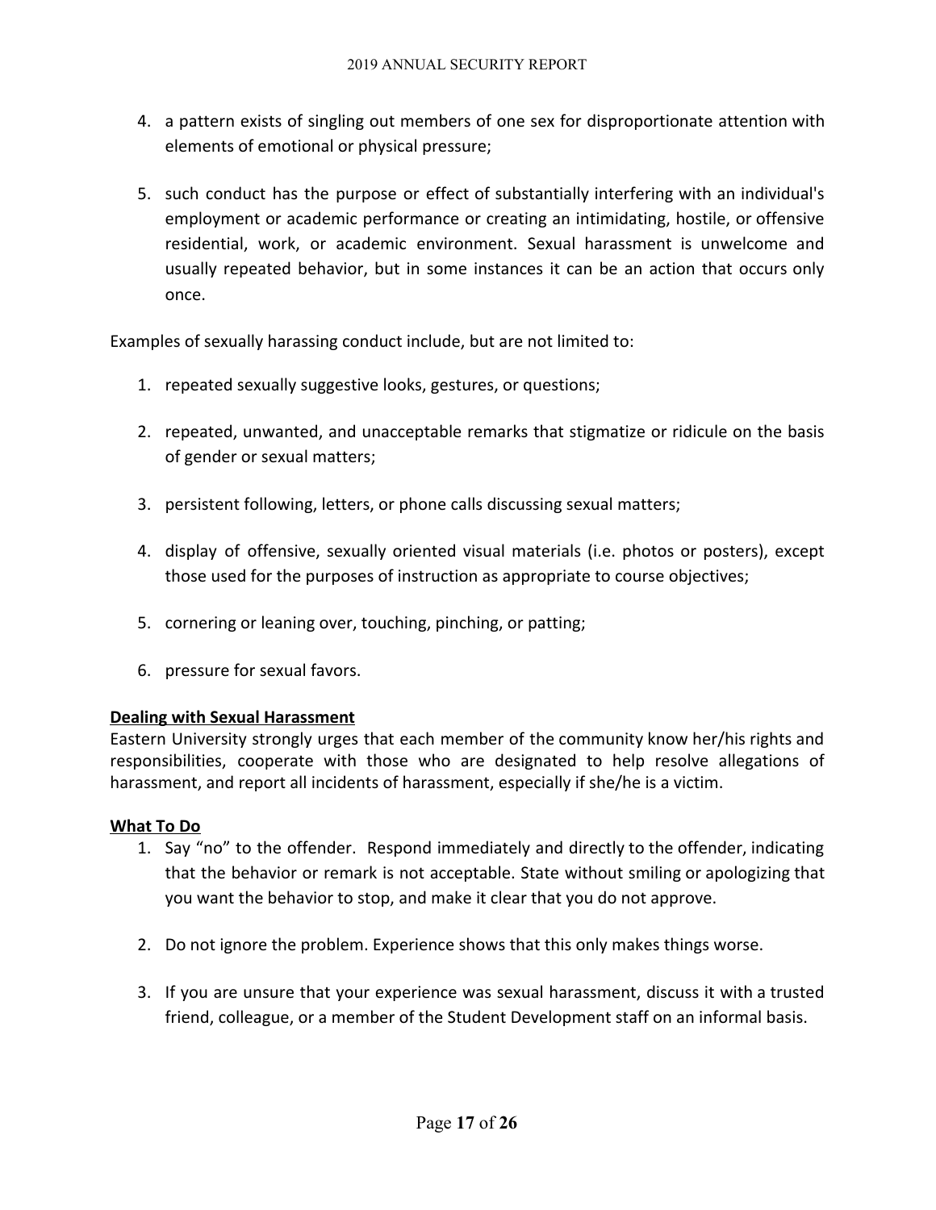4. a pattern exists of singling out members of one sex for disproportionate attention with elements of emotional or physical pressure;

5. such conduct has the purpose or effect of substantially interfering with an individual's employment or academic performance or creating an intimidating, hostile, or offensive residential, work, or academic environment. Sexual harassment is unwelcome and usually repeated behavior, but in some instances it can be an action that occurs only once.

Examples of sexually harassing conduct include, but are not limited to:

1. repeated sexually suggestive looks, gestures, or questions;

2. repeated, unwanted, and unacceptable remarks that stigmatize or ridicule on the basis of gender or sexual matters;

3. persistent following, letters, or phone calls discussing sexual matters;

4. display of offensive, sexually oriented visual materials (i.e. photos or posters), except those used for the purposes of instruction as appropriate to course objectives;

5. cornering or leaning over, touching, pinching, or patting;

6. pressure for sexual favors.

**Dealing with Sexual Harassment**

Eastern University strongly urges that each member of the community know her/his rights and responsibilities, cooperate with those who are designated to help resolve allegations of harassment, and report all incidents of harassment, especially if she/he is a victim.

**What To Do**

1. Say "no" to the offender. Respond immediately and directly to the offender, indicating that the behavior or remark is not acceptable. State without smiling or apologizing that you want the behavior to stop, and make it clear that you do not approve.

2. Do not ignore the problem. Experience shows that this only makes things worse.

3. If you are unsure that your experience was sexual harassment, discuss it with a trusted friend, colleague, or a member of the Student Development staff on an informal basis.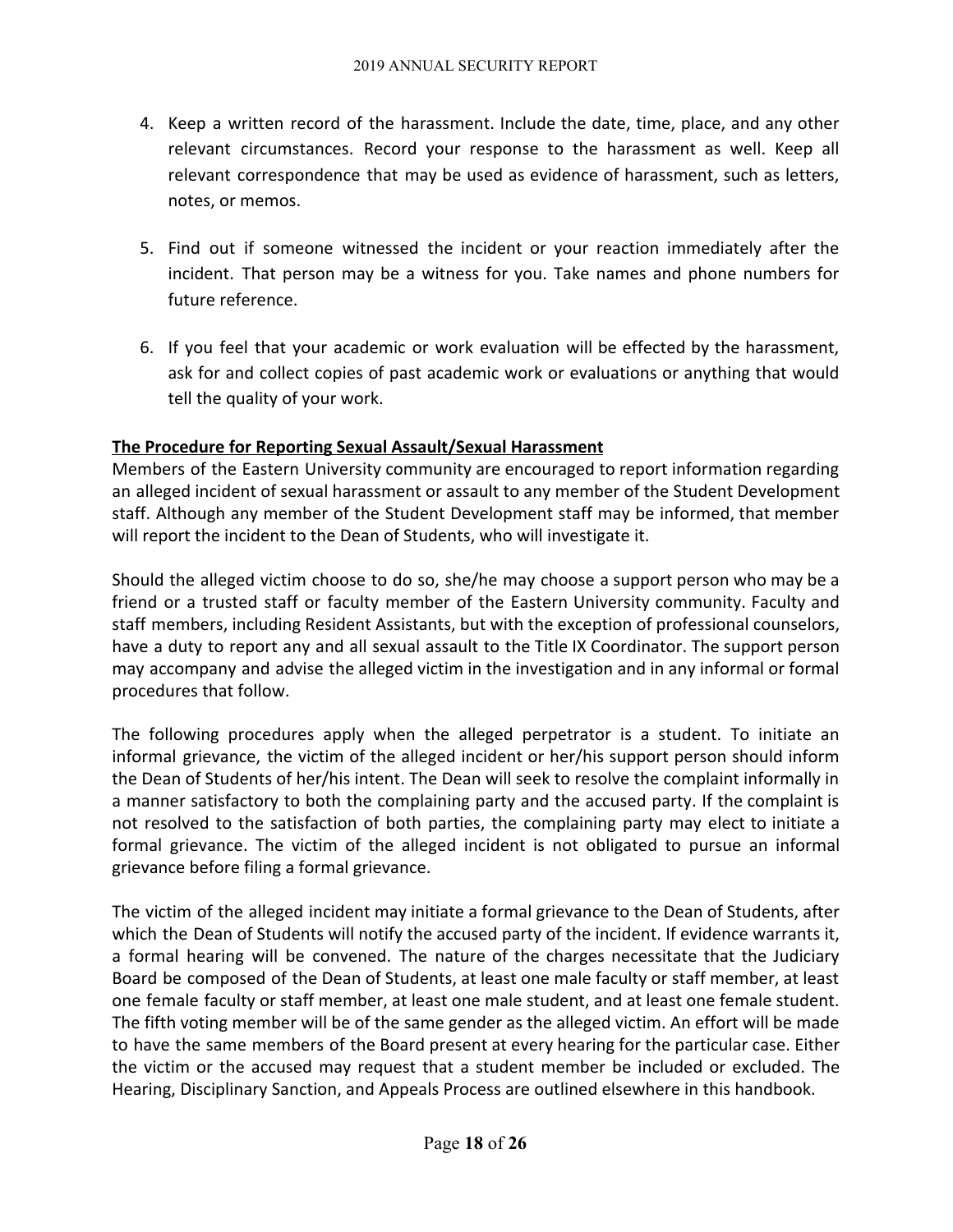4. Keep a written record of the harassment. Include the date, time, place, and any other relevant circumstances. Record your response to the harassment as well. Keep all relevant correspondence that may be used as evidence of harassment, such as letters, notes, or memos.

5. Find out if someone witnessed the incident or your reaction immediately after the incident. That person may be a witness for you. Take names and phone numbers for future reference.

6. If you feel that your academic or work evaluation will be effected by the harassment, ask for and collect copies of past academic work or evaluations or anything that would tell the quality of your work.

**The Procedure for Reporting Sexual Assault/Sexual Harassment**

Members of the Eastern University community are encouraged to report information regarding an alleged incident of sexual harassment or assault to any member of the Student Development staff. Although any member of the Student Development staff may be informed, that member will report the incident to the Dean of Students, who will investigate it.

Should the alleged victim choose to do so, she/he may choose a support person who may be a friend or a trusted staff or faculty member of the Eastern University community. Faculty and staff members, including Resident Assistants, but with the exception of professional counselors, have a duty to report any and all sexual assault to the Title IX Coordinator. The support person may accompany and advise the alleged victim in the investigation and in any informal or formal procedures that follow.

The following procedures apply when the alleged perpetrator is a student. To initiate an informal grievance, the victim of the alleged incident or her/his support person should inform the Dean of Students of her/his intent. The Dean will seek to resolve the complaint informally in a manner satisfactory to both the complaining party and the accused party. If the complaint is not resolved to the satisfaction of both parties, the complaining party may elect to initiate a formal grievance. The victim of the alleged incident is not obligated to pursue an informal grievance before filing a formal grievance.

The victim of the alleged incident may initiate a formal grievance to the Dean of Students, after which the Dean of Students will notify the accused party of the incident. If evidence warrants it, a formal hearing will be convened. The nature of the charges necessitate that the Judiciary Board be composed of the Dean of Students, at least one male faculty or staff member, at least one female faculty or staff member, at least one male student, and at least one female student. The fifth voting member will be of the same gender as the alleged victim. An effort will be made to have the same members of the Board present at every hearing for the particular case. Either the victim or the accused may request that a student member be included or excluded. The Hearing, Disciplinary Sanction, and Appeals Process are outlined elsewhere in this handbook.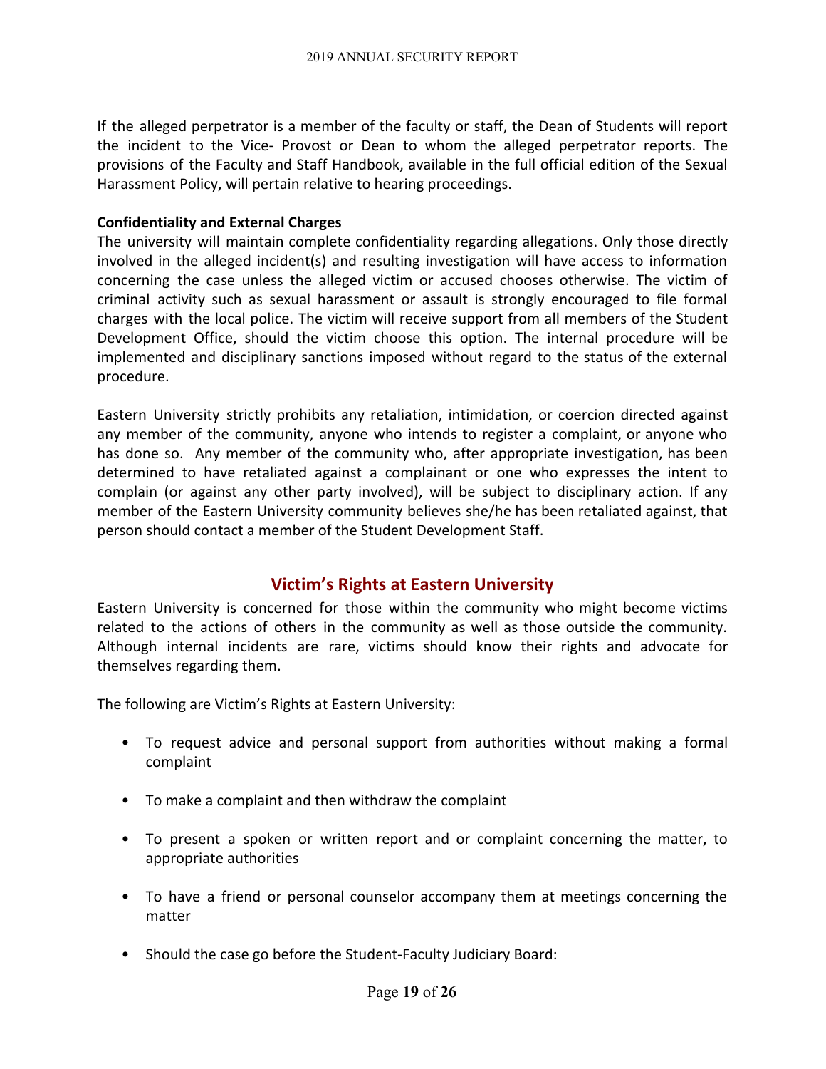If the alleged perpetrator is a member of the faculty or staff, the Dean of Students will report the incident to the Vice- Provost or Dean to whom the alleged perpetrator reports. The provisions of the Faculty and Staff Handbook, available in the full official edition of the Sexual Harassment Policy, will pertain relative to hearing proceedings.

**Confidentiality and External Charges**

The university will maintain complete confidentiality regarding allegations. Only those directly involved in the alleged incident(s) and resulting investigation will have access to information concerning the case unless the alleged victim or accused chooses otherwise. The victim of criminal activity such as sexual harassment or assault is strongly encouraged to file formal charges with the local police. The victim will receive support from all members of the Student Development Office, should the victim choose this option. The internal procedure will be implemented and disciplinary sanctions imposed without regard to the status of the external procedure.

Eastern University strictly prohibits any retaliation, intimidation, or coercion directed against any member of the community, anyone who intends to register a complaint, or anyone who has done so. Any member of the community who, after appropriate investigation, has been determined to have retaliated against a complainant or one who expresses the intent to complain (or against any other party involved), will be subject to disciplinary action. If any member of the Eastern University community believes she/he has been retaliated against, that person should contact a member of the Student Development Staff.

## Victim's Rights at Eastern University

Eastern University is concerned for those within the community who might become victims related to the actions of others in the community as well as those outside the community. Although internal incidents are rare, victims should know their rights and advocate for themselves regarding them.

The following are Victim's Rights at Eastern University:

- To request advice and personal support from authorities without making a formal complaint
- To make a complaint and then withdraw the complaint
- To present a spoken or written report and or complaint concerning the matter, to appropriate authorities
- To have a friend or personal counselor accompany them at meetings concerning the matter
- Should the case go before the Student-Faculty Judiciary Board: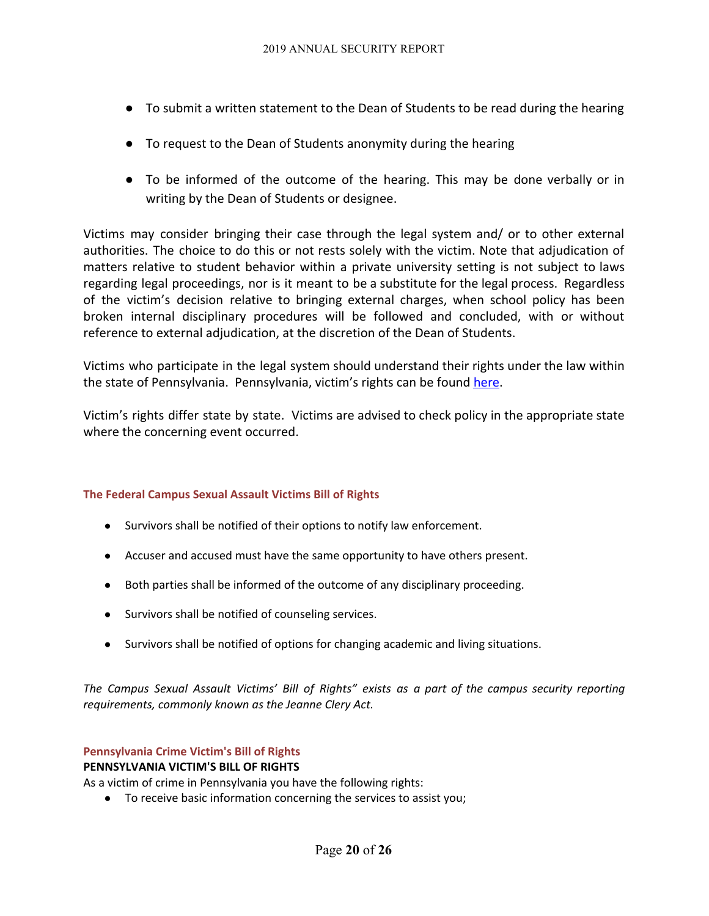- To submit a written statement to the Dean of Students to be read during the hearing
- To request to the Dean of Students anonymity during the hearing
- To be informed of the outcome of the hearing. This may be done verbally or in writing by the Dean of Students or designee.

Victims may consider bringing their case through the legal system and/ or to other external authorities. The choice to do this or not rests solely with the victim. Note that adjudication of matters relative to student behavior within a private university setting is not subject to laws regarding legal proceedings, nor is it meant to be a substitute for the legal process. Regardless of the victim's decision relative to bringing external charges, when school policy has been broken internal disciplinary procedures will be followed and concluded, with or without reference to external adjudication, at the discretion of the Dean of Students.

Victims who participate in the legal system should understand their rights under the law within the state of Pennsylvania. Pennsylvania, victim's rights can be found here.

Victim's rights differ state by state. Victims are advised to check policy in the appropriate state where the concerning event occurred.

### The Federal Campus Sexual Assault Victims Bill of Rights

- Survivors shall be notified of their options to notify law enforcement.
- Accuser and accused must have the same opportunity to have others present.
- Both parties shall be informed of the outcome of any disciplinary proceeding.
- Survivors shall be notified of counseling services.
- Survivors shall be notified of options for changing academic and living situations.

*The Campus Sexual Assault Victims' Bill of Rights" exists as a part of the campus security reporting requirements, commonly known as the Jeanne Clery Act.*

### Pennsylvania Crime Victim's Bill of Rights

**PENNSYLVANIA VICTIM'S BILL OF RIGHTS**

As a victim of crime in Pennsylvania you have the following rights:

- To receive basic information concerning the services to assist you;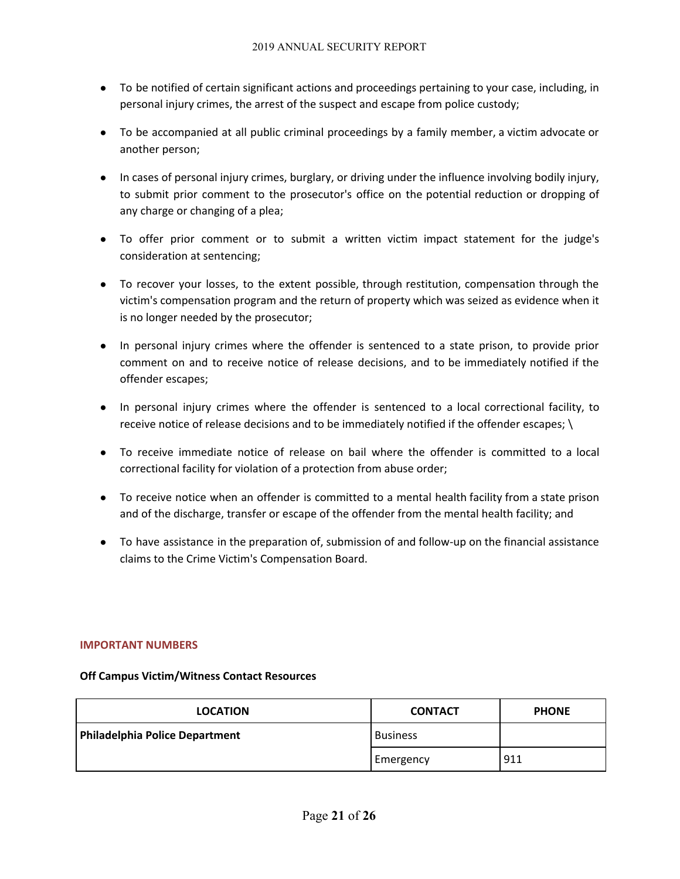- To be notified of certain significant actions and proceedings pertaining to your case, including, in personal injury crimes, the arrest of the suspect and escape from police custody;
- To be accompanied at all public criminal proceedings by a family member, a victim advocate or another person;
- In cases of personal injury crimes, burglary, or driving under the influence involving bodily injury, to submit prior comment to the prosecutor's office on the potential reduction or dropping of any charge or changing of a plea;
- To offer prior comment or to submit a written victim impact statement for the judge's consideration at sentencing;
- To recover your losses, to the extent possible, through restitution, compensation through the victim's compensation program and the return of property which was seized as evidence when it is no longer needed by the prosecutor;
- In personal injury crimes where the offender is sentenced to a state prison, to provide prior comment on and to receive notice of release decisions, and to be immediately notified if the offender escapes;
- In personal injury crimes where the offender is sentenced to a local correctional facility, to receive notice of release decisions and to be immediately notified if the offender escapes; \
- To receive immediate notice of release on bail where the offender is committed to a local correctional facility for violation of a protection from abuse order;
- To receive notice when an offender is committed to a mental health facility from a state prison and of the discharge, transfer or escape of the offender from the mental health facility; and
- To have assistance in the preparation of, submission of and follow-up on the financial assistance claims to the Crime Victim's Compensation Board.

## IMPORTANT NUMBERS

**Off Campus Victim/Witness Contact Resources**

| LOCATION | CONTACT | PHONE |
| --- | --- | --- |
| **Philadelphia Police Department** | Business | |
| | Emergency | 911 |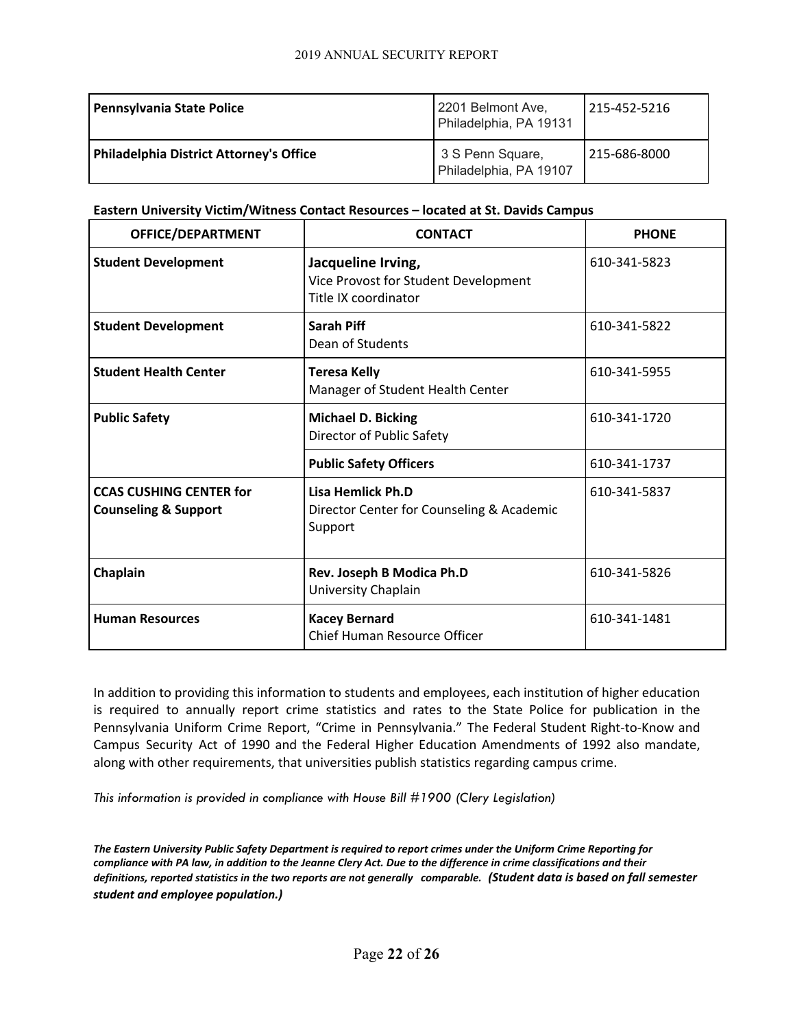| | | |
|---|---|---|
| **Pennsylvania State Police** | 2201 Belmont Ave, Philadelphia, PA 19131 | 215-452-5216 |
| **Philadelphia District Attorney's Office** | 3 S Penn Square, Philadelphia, PA 19107 | 215-686-8000 |

**Eastern University Victim/Witness Contact Resources – located at St. Davids Campus**

| OFFICE/DEPARTMENT | CONTACT | PHONE |
|---|---|---|
| **Student Development** | **Jacqueline Irving,** Vice Provost for Student Development Title IX coordinator | 610-341-5823 |
| **Student Development** | **Sarah Piff** Dean of Students | 610-341-5822 |
| **Student Health Center** | **Teresa Kelly** Manager of Student Health Center | 610-341-5955 |
| **Public Safety** | **Michael D. Bicking** Director of Public Safety | 610-341-1720 |
| | **Public Safety Officers** | 610-341-1737 |
| **CCAS CUSHING CENTER for Counseling & Support** | **Lisa Hemlick Ph.D** Director Center for Counseling & Academic Support | 610-341-5837 |
| **Chaplain** | **Rev. Joseph B Modica Ph.D** University Chaplain | 610-341-5826 |
| **Human Resources** | **Kacey Bernard** Chief Human Resource Officer | 610-341-1481 |

In addition to providing this information to students and employees, each institution of higher education is required to annually report crime statistics and rates to the State Police for publication in the Pennsylvania Uniform Crime Report, "Crime in Pennsylvania." The Federal Student Right-to-Know and Campus Security Act of 1990 and the Federal Higher Education Amendments of 1992 also mandate, along with other requirements, that universities publish statistics regarding campus crime.

*This information is provided in compliance with House Bill #1900 (Clery Legislation)*

***The Eastern University Public Safety Department is required to report crimes under the Uniform Crime Reporting for compliance with PA law, in addition to the Jeanne Clery Act. Due to the difference in crime classifications and their definitions, reported statistics in the two reports are not generally comparable. (Student data is based on fall semester student and employee population.)***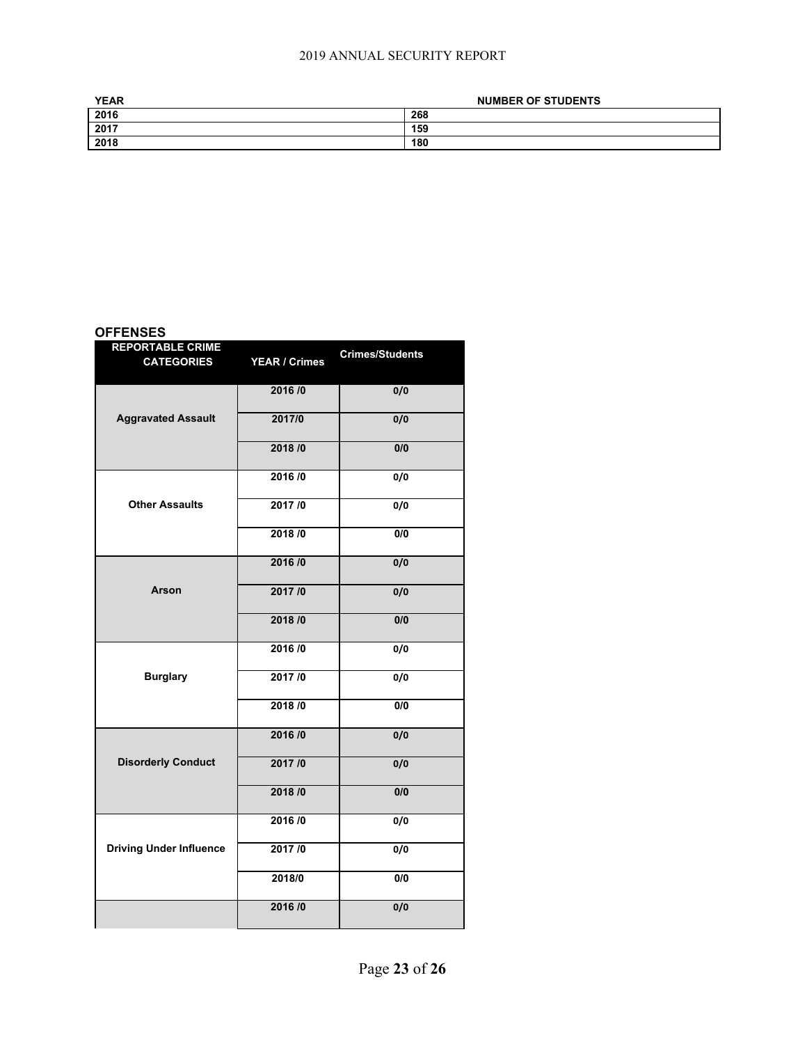| YEAR | NUMBER OF STUDENTS |
|---|---|
| 2016 | 268 |
| 2017 | 159 |
| 2018 | 180 |

## OFFENSES

| REPORTABLE CRIME CATEGORIES | YEAR / Crimes | Crimes/Students |
|---|---|---|
| Aggravated Assault | 2016 /0 | 0/0 |
| | 2017/0 | 0/0 |
| | 2018 /0 | 0/0 |
| Other Assaults | 2016 /0 | 0/0 |
| | 2017 /0 | 0/0 |
| | 2018 /0 | 0/0 |
| Arson | 2016 /0 | 0/0 |
| | 2017 /0 | 0/0 |
| | 2018 /0 | 0/0 |
| Burglary | 2016 /0 | 0/0 |
| | 2017 /0 | 0/0 |
| | 2018 /0 | 0/0 |
| Disorderly Conduct | 2016 /0 | 0/0 |
| | 2017 /0 | 0/0 |
| | 2018 /0 | 0/0 |
| Driving Under Influence | 2016 /0 | 0/0 |
| | 2017 /0 | 0/0 |
| | 2018/0 | 0/0 |
| | 2016 /0 | 0/0 |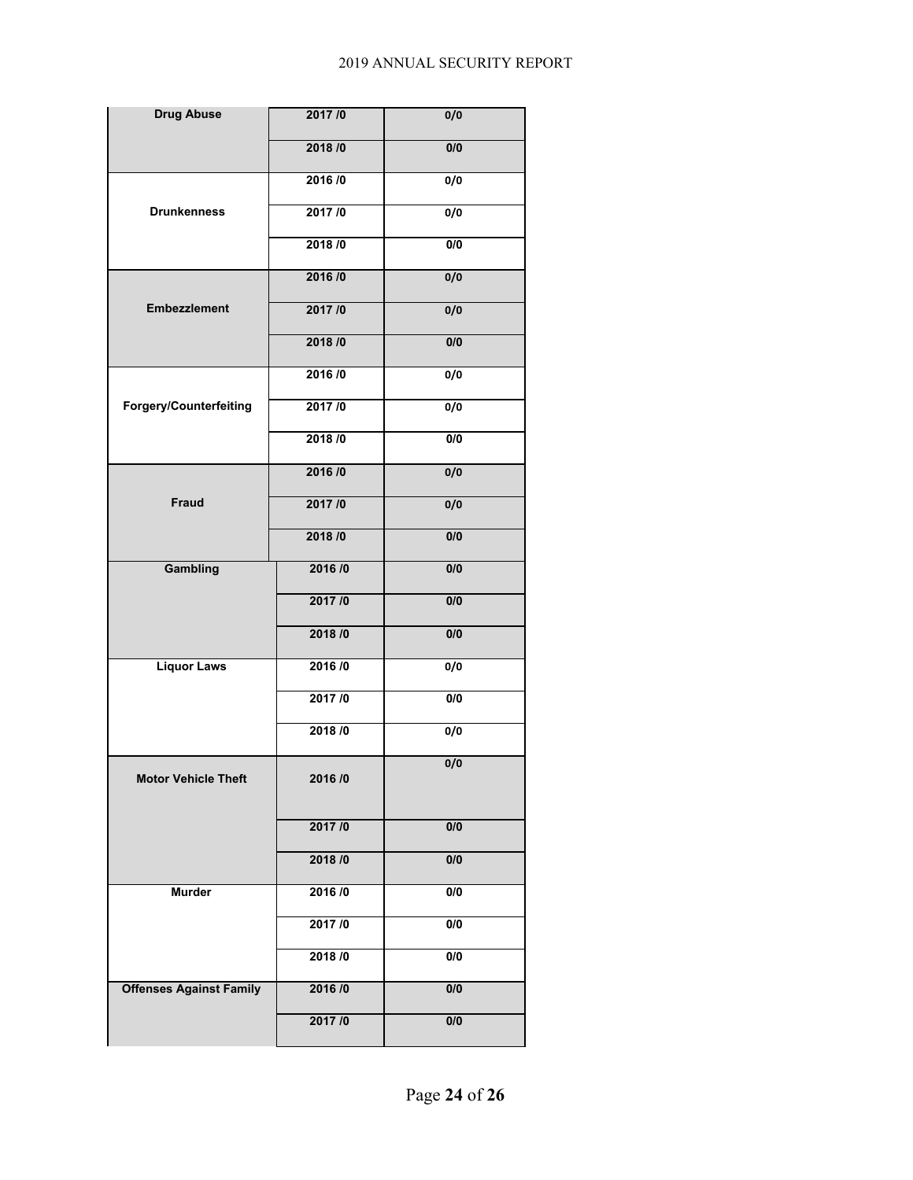| | | |
|---|---|---|
| **Drug Abuse** | **2017 /0** | **0/0** |
| | **2018 /0** | **0/0** |
| **Drunkenness** | **2016 /0** | **0/0** |
| | **2017 /0** | **0/0** |
| | **2018 /0** | **0/0** |
| **Embezzlement** | **2016 /0** | **0/0** |
| | **2017 /0** | **0/0** |
| | **2018 /0** | **0/0** |
| **Forgery/Counterfeiting** | **2016 /0** | **0/0** |
| | **2017 /0** | **0/0** |
| | **2018 /0** | **0/0** |
| **Fraud** | **2016 /0** | **0/0** |
| | **2017 /0** | **0/0** |
| | **2018 /0** | **0/0** |
| **Gambling** | **2016 /0** | **0/0** |
| | **2017 /0** | **0/0** |
| | **2018 /0** | **0/0** |
| **Liquor Laws** | **2016 /0** | **0/0** |
| | **2017 /0** | **0/0** |
| | **2018 /0** | **0/0** |
| **Motor Vehicle Theft** | **2016 /0** | **0/0** |
| | **2017 /0** | **0/0** |
| | **2018 /0** | **0/0** |
| **Murder** | **2016 /0** | **0/0** |
| | **2017 /0** | **0/0** |
| | **2018 /0** | **0/0** |
| **Offenses Against Family** | **2016 /0** | **0/0** |
| | **2017 /0** | **0/0** |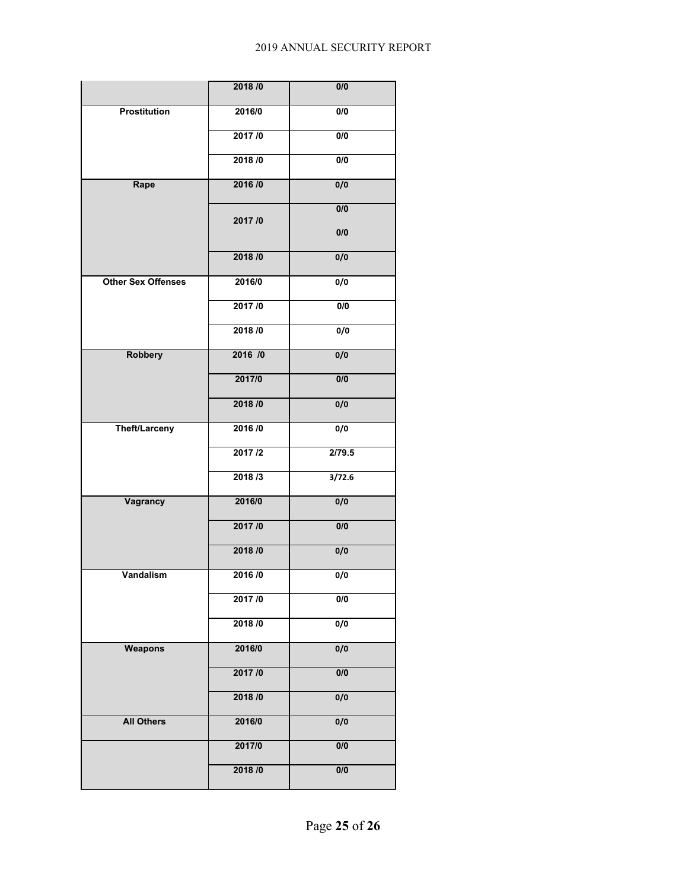| | | |
|---|---|---|
| | 2018 /0 | 0/0 |
| Prostitution | 2016/0 | 0/0 |
| | 2017 /0 | 0/0 |
| | 2018 /0 | 0/0 |
| Rape | 2016 /0 | 0/0 |
| | 2017 /0 | 0/0<br>0/0 |
| | 2018 /0 | 0/0 |
| Other Sex Offenses | 2016/0 | 0/0 |
| | 2017 /0 | 0/0 |
| | 2018 /0 | 0/0 |
| Robbery | 2016 /0 | 0/0 |
| | 2017/0 | 0/0 |
| | 2018 /0 | 0/0 |
| Theft/Larceny | 2016 /0 | 0/0 |
| | 2017 /2 | 2/79.5 |
| | 2018 /3 | 3/72.6 |
| Vagrancy | 2016/0 | 0/0 |
| | 2017 /0 | 0/0 |
| | 2018 /0 | 0/0 |
| Vandalism | 2016 /0 | 0/0 |
| | 2017 /0 | 0/0 |
| | 2018 /0 | 0/0 |
| Weapons | 2016/0 | 0/0 |
| | 2017 /0 | 0/0 |
| | 2018 /0 | 0/0 |
| All Others | 2016/0 | 0/0 |
| | 2017/0 | 0/0 |
| | 2018 /0 | 0/0 |